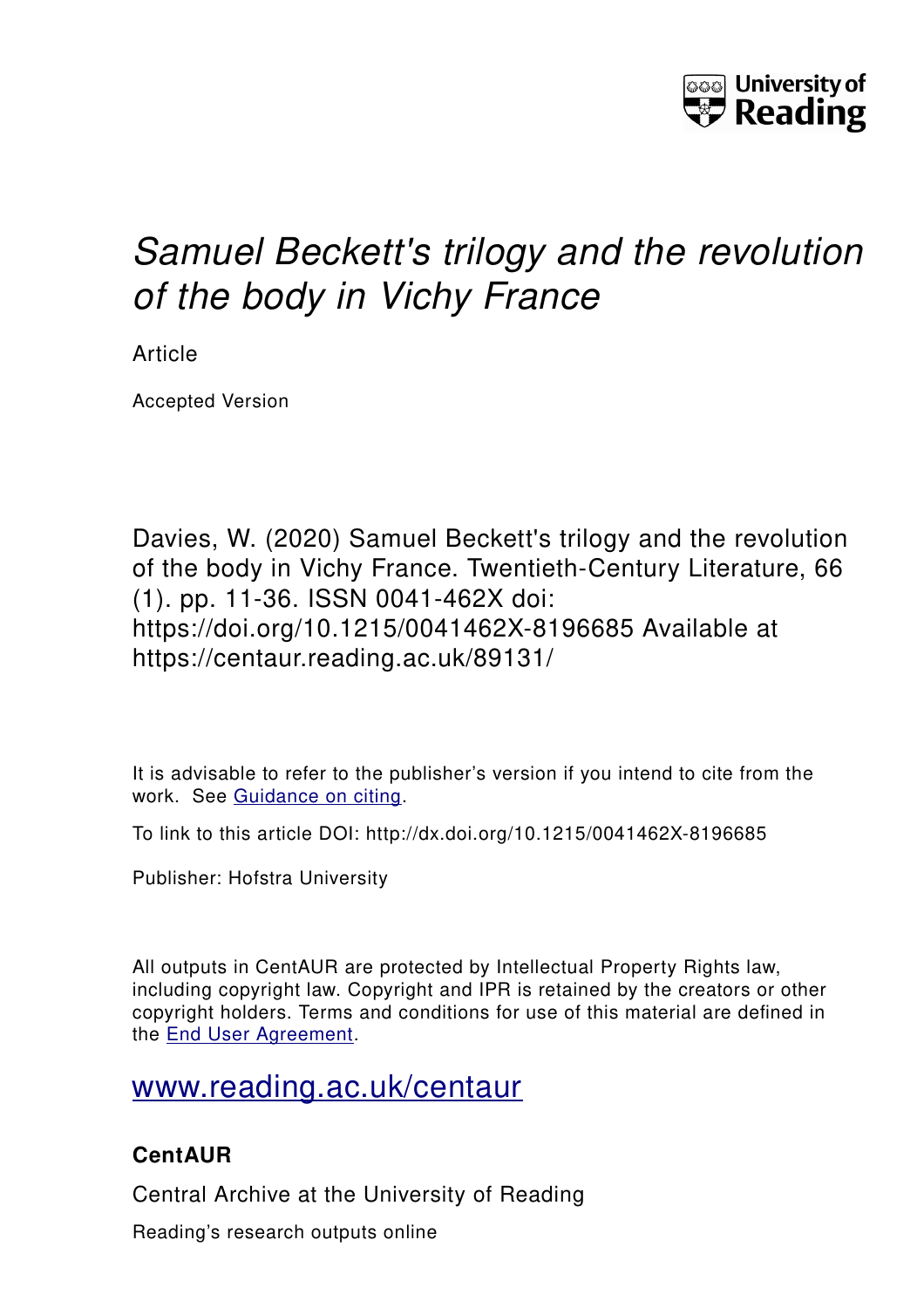# *Samuel Beckett's trilogy and the revolution of the body in Vichy France*

Article

Accepted Version

Davies, W. (2020) Samuel Beckett's trilogy and the revolution of the body in Vichy France. Twentieth-Century Literature, 66 (1). pp. 11-36. ISSN 0041-462X doi: https://doi.org/10.1215/0041462X-8196685 Available at https://centaur.reading.ac.uk/89131/

It is advisable to refer to the publisher's version if you intend to cite from the work. See Guidance on citing.

To link to this article DOI: http://dx.doi.org/10.1215/0041462X-8196685

Publisher: Hofstra University

All outputs in CentAUR are protected by Intellectual Property Rights law, including copyright law. Copyright and IPR is retained by the creators or other copyright holders. Terms and conditions for use of this material are defined in the End User Agreement.

www.reading.ac.uk/centaur

**CentAUR**

Central Archive at the University of Reading

Reading's research outputs online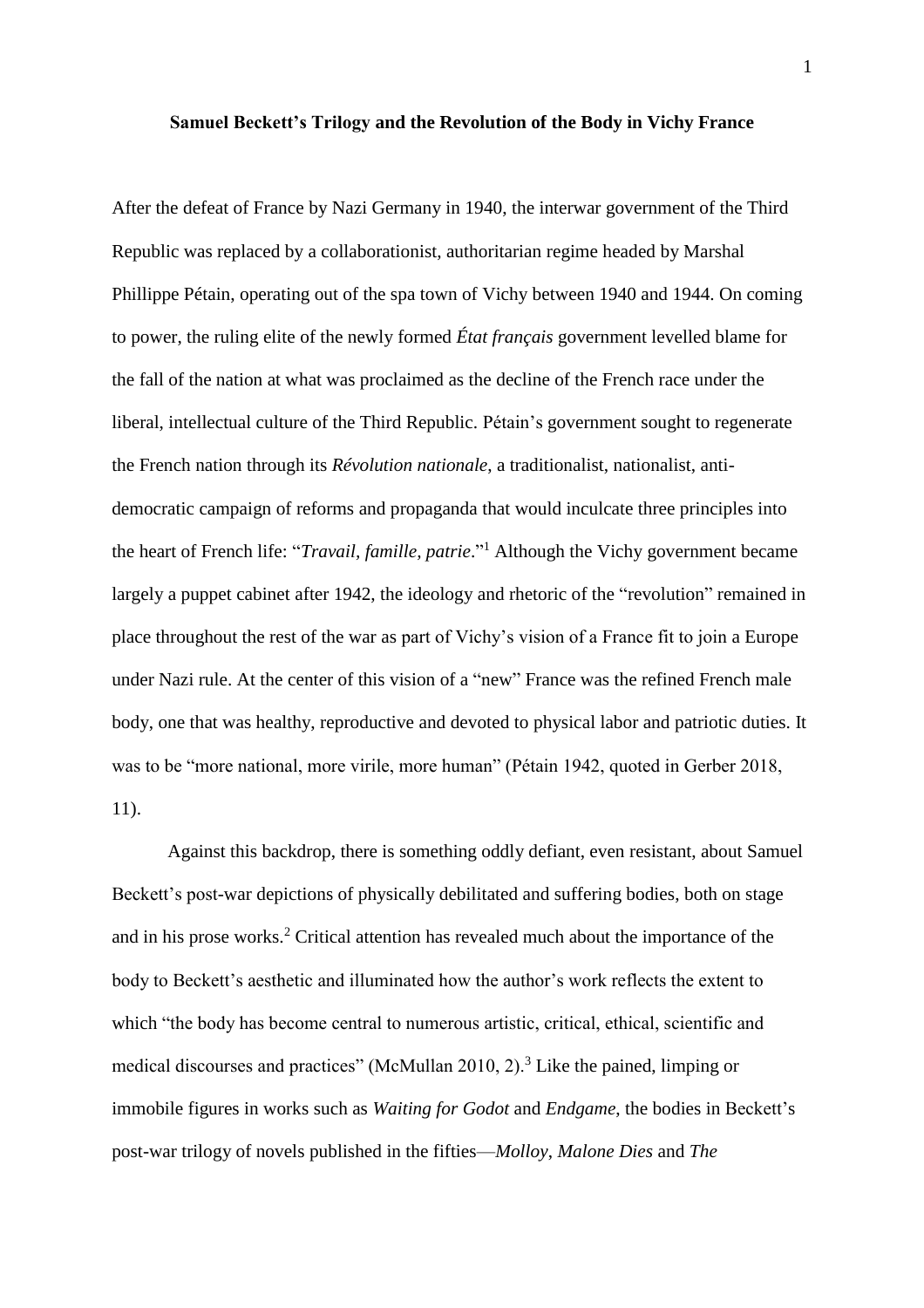**Samuel Beckett's Trilogy and the Revolution of the Body in Vichy France**

After the defeat of France by Nazi Germany in 1940, the interwar government of the Third Republic was replaced by a collaborationist, authoritarian regime headed by Marshal Phillippe Pétain, operating out of the spa town of Vichy between 1940 and 1944. On coming to power, the ruling elite of the newly formed *État français* government levelled blame for the fall of the nation at what was proclaimed as the decline of the French race under the liberal, intellectual culture of the Third Republic. Pétain's government sought to regenerate the French nation through its *Révolution nationale*, a traditionalist, nationalist, anti-democratic campaign of reforms and propaganda that would inculcate three principles into the heart of French life: "*Travail, famille, patrie*."[1] Although the Vichy government became largely a puppet cabinet after 1942, the ideology and rhetoric of the "revolution" remained in place throughout the rest of the war as part of Vichy's vision of a France fit to join a Europe under Nazi rule. At the center of this vision of a "new" France was the refined French male body, one that was healthy, reproductive and devoted to physical labor and patriotic duties. It was to be "more national, more virile, more human" (Pétain 1942, quoted in Gerber 2018, 11).

Against this backdrop, there is something oddly defiant, even resistant, about Samuel Beckett's post-war depictions of physically debilitated and suffering bodies, both on stage and in his prose works.[2] Critical attention has revealed much about the importance of the body to Beckett's aesthetic and illuminated how the author's work reflects the extent to which "the body has become central to numerous artistic, critical, ethical, scientific and medical discourses and practices" (McMullan 2010, 2).[3] Like the pained, limping or immobile figures in works such as *Waiting for Godot* and *Endgame*, the bodies in Beckett's post-war trilogy of novels published in the fifties—*Molloy*, *Malone Dies* and *The*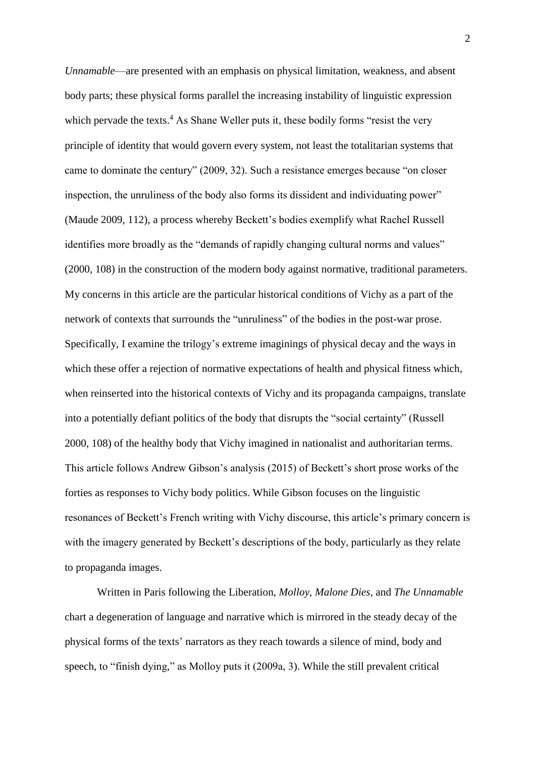*Unnamable*—are presented with an emphasis on physical limitation, weakness, and absent body parts; these physical forms parallel the increasing instability of linguistic expression which pervade the texts.[4] As Shane Weller puts it, these bodily forms "resist the very principle of identity that would govern every system, not least the totalitarian systems that came to dominate the century" (2009, 32). Such a resistance emerges because "on closer inspection, the unruliness of the body also forms its dissident and individuating power" (Maude 2009, 112), a process whereby Beckett's bodies exemplify what Rachel Russell identifies more broadly as the "demands of rapidly changing cultural norms and values" (2000, 108) in the construction of the modern body against normative, traditional parameters. My concerns in this article are the particular historical conditions of Vichy as a part of the network of contexts that surrounds the "unruliness" of the bodies in the post-war prose. Specifically, I examine the trilogy's extreme imaginings of physical decay and the ways in which these offer a rejection of normative expectations of health and physical fitness which, when reinserted into the historical contexts of Vichy and its propaganda campaigns, translate into a potentially defiant politics of the body that disrupts the "social certainty" (Russell 2000, 108) of the healthy body that Vichy imagined in nationalist and authoritarian terms. This article follows Andrew Gibson's analysis (2015) of Beckett's short prose works of the forties as responses to Vichy body politics. While Gibson focuses on the linguistic resonances of Beckett's French writing with Vichy discourse, this article's primary concern is with the imagery generated by Beckett's descriptions of the body, particularly as they relate to propaganda images.

Written in Paris following the Liberation, *Molloy*, *Malone Dies*, and *The Unnamable* chart a degeneration of language and narrative which is mirrored in the steady decay of the physical forms of the texts' narrators as they reach towards a silence of mind, body and speech, to "finish dying," as Molloy puts it (2009a, 3). While the still prevalent critical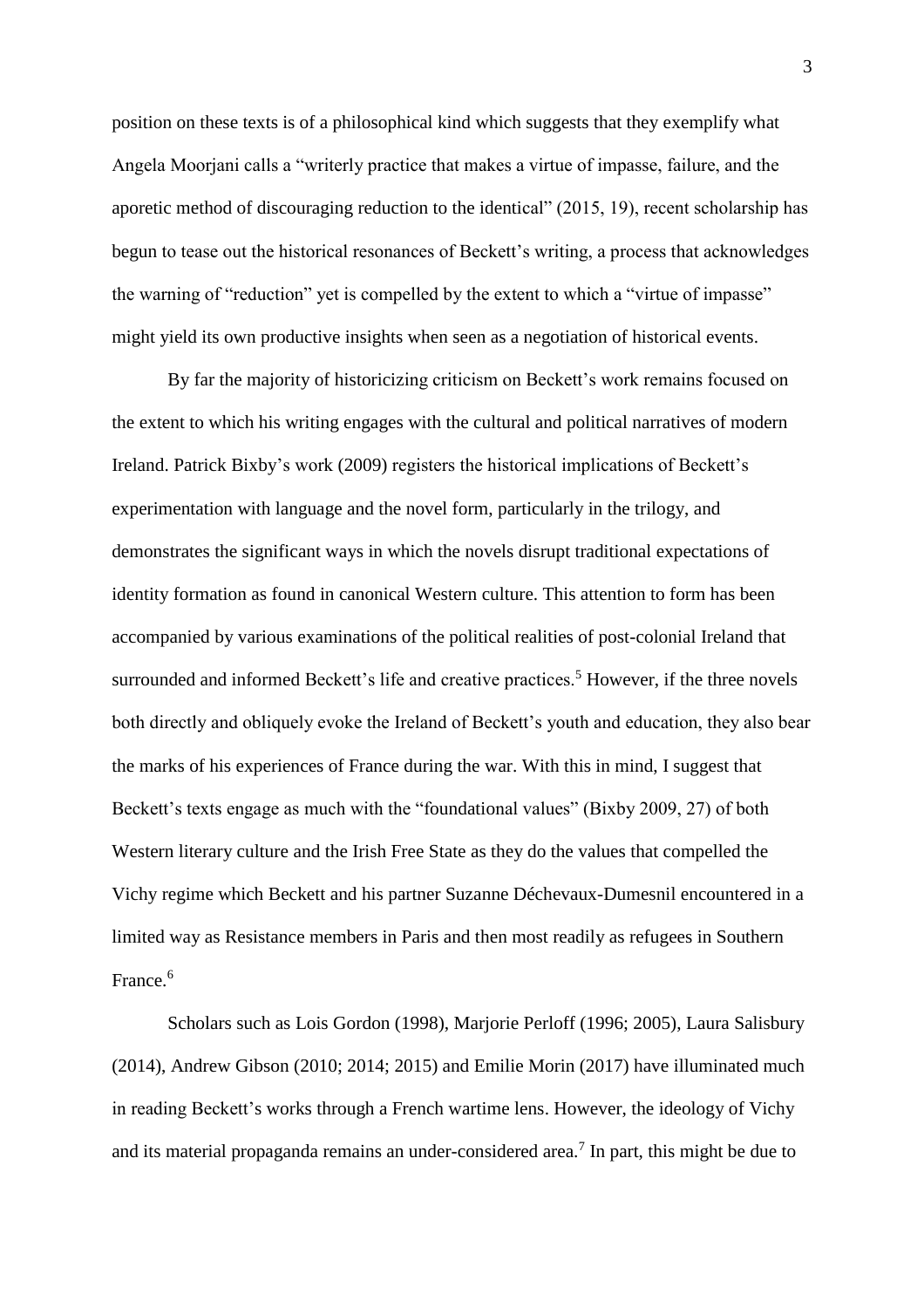position on these texts is of a philosophical kind which suggests that they exemplify what Angela Moorjani calls a "writerly practice that makes a virtue of impasse, failure, and the aporetic method of discouraging reduction to the identical" (2015, 19), recent scholarship has begun to tease out the historical resonances of Beckett's writing, a process that acknowledges the warning of "reduction" yet is compelled by the extent to which a "virtue of impasse" might yield its own productive insights when seen as a negotiation of historical events.

By far the majority of historicizing criticism on Beckett's work remains focused on the extent to which his writing engages with the cultural and political narratives of modern Ireland. Patrick Bixby's work (2009) registers the historical implications of Beckett's experimentation with language and the novel form, particularly in the trilogy, and demonstrates the significant ways in which the novels disrupt traditional expectations of identity formation as found in canonical Western culture. This attention to form has been accompanied by various examinations of the political realities of post-colonial Ireland that surrounded and informed Beckett's life and creative practices.[5] However, if the three novels both directly and obliquely evoke the Ireland of Beckett's youth and education, they also bear the marks of his experiences of France during the war. With this in mind, I suggest that Beckett's texts engage as much with the "foundational values" (Bixby 2009, 27) of both Western literary culture and the Irish Free State as they do the values that compelled the Vichy regime which Beckett and his partner Suzanne Déchevaux-Dumesnil encountered in a limited way as Resistance members in Paris and then most readily as refugees in Southern France.[6]

Scholars such as Lois Gordon (1998), Marjorie Perloff (1996; 2005), Laura Salisbury (2014), Andrew Gibson (2010; 2014; 2015) and Emilie Morin (2017) have illuminated much in reading Beckett's works through a French wartime lens. However, the ideology of Vichy and its material propaganda remains an under-considered area.[7] In part, this might be due to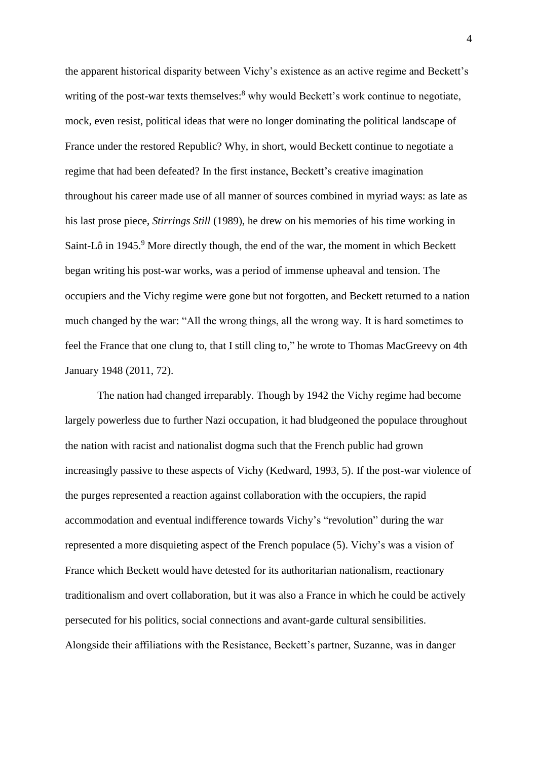the apparent historical disparity between Vichy's existence as an active regime and Beckett's writing of the post-war texts themselves:[8] why would Beckett's work continue to negotiate, mock, even resist, political ideas that were no longer dominating the political landscape of France under the restored Republic? Why, in short, would Beckett continue to negotiate a regime that had been defeated? In the first instance, Beckett's creative imagination throughout his career made use of all manner of sources combined in myriad ways: as late as his last prose piece, *Stirrings Still* (1989), he drew on his memories of his time working in Saint-Lô in 1945.[9] More directly though, the end of the war, the moment in which Beckett began writing his post-war works, was a period of immense upheaval and tension. The occupiers and the Vichy regime were gone but not forgotten, and Beckett returned to a nation much changed by the war: "All the wrong things, all the wrong way. It is hard sometimes to feel the France that one clung to, that I still cling to," he wrote to Thomas MacGreevy on 4th January 1948 (2011, 72).

The nation had changed irreparably. Though by 1942 the Vichy regime had become largely powerless due to further Nazi occupation, it had bludgeoned the populace throughout the nation with racist and nationalist dogma such that the French public had grown increasingly passive to these aspects of Vichy (Kedward, 1993, 5). If the post-war violence of the purges represented a reaction against collaboration with the occupiers, the rapid accommodation and eventual indifference towards Vichy's "revolution" during the war represented a more disquieting aspect of the French populace (5). Vichy's was a vision of France which Beckett would have detested for its authoritarian nationalism, reactionary traditionalism and overt collaboration, but it was also a France in which he could be actively persecuted for his politics, social connections and avant-garde cultural sensibilities. Alongside their affiliations with the Resistance, Beckett's partner, Suzanne, was in danger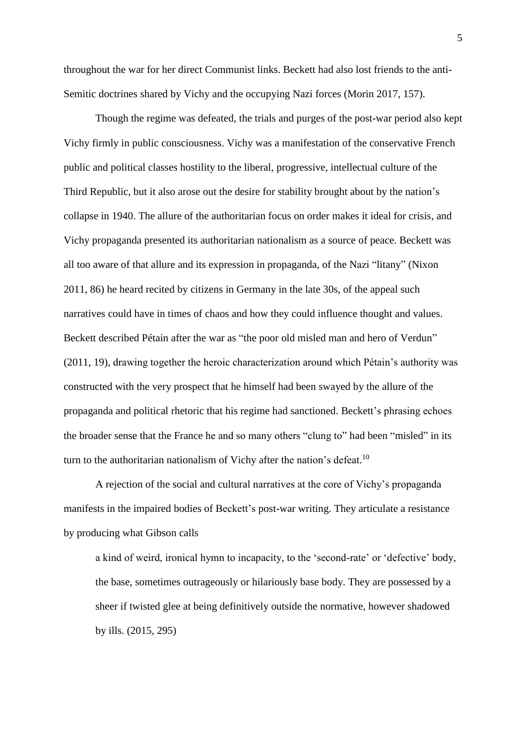throughout the war for her direct Communist links. Beckett had also lost friends to the anti-Semitic doctrines shared by Vichy and the occupying Nazi forces (Morin 2017, 157).

Though the regime was defeated, the trials and purges of the post-war period also kept Vichy firmly in public consciousness. Vichy was a manifestation of the conservative French public and political classes hostility to the liberal, progressive, intellectual culture of the Third Republic, but it also arose out the desire for stability brought about by the nation's collapse in 1940. The allure of the authoritarian focus on order makes it ideal for crisis, and Vichy propaganda presented its authoritarian nationalism as a source of peace. Beckett was all too aware of that allure and its expression in propaganda, of the Nazi "litany" (Nixon 2011, 86) he heard recited by citizens in Germany in the late 30s, of the appeal such narratives could have in times of chaos and how they could influence thought and values. Beckett described Pétain after the war as "the poor old misled man and hero of Verdun" (2011, 19), drawing together the heroic characterization around which Pétain's authority was constructed with the very prospect that he himself had been swayed by the allure of the propaganda and political rhetoric that his regime had sanctioned. Beckett's phrasing echoes the broader sense that the France he and so many others "clung to" had been "misled" in its turn to the authoritarian nationalism of Vichy after the nation's defeat.[10]

A rejection of the social and cultural narratives at the core of Vichy's propaganda manifests in the impaired bodies of Beckett's post-war writing. They articulate a resistance by producing what Gibson calls

> a kind of weird, ironical hymn to incapacity, to the 'second-rate' or 'defective' body, the base, sometimes outrageously or hilariously base body. They are possessed by a sheer if twisted glee at being definitively outside the normative, however shadowed by ills. (2015, 295)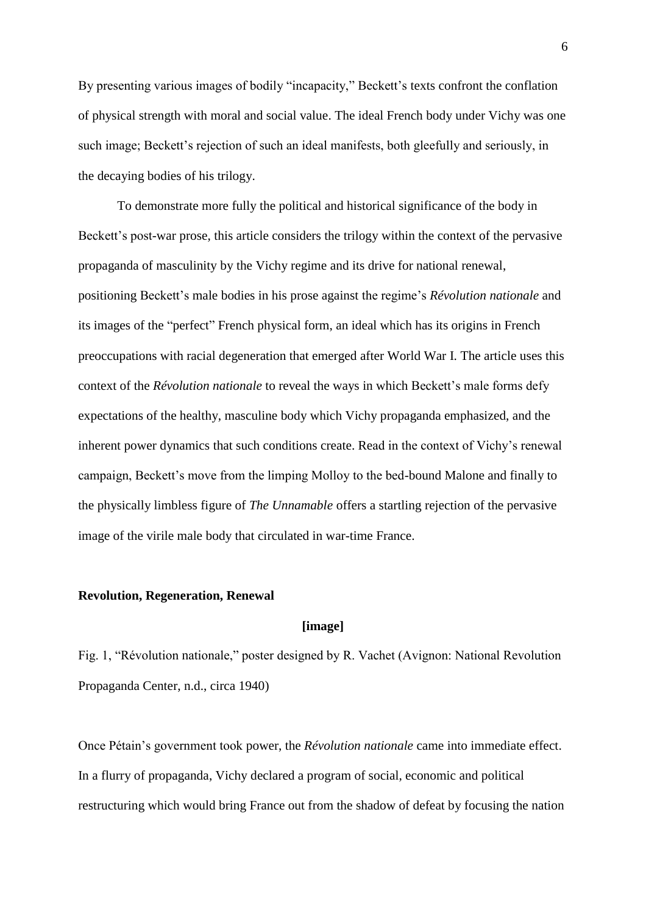By presenting various images of bodily "incapacity," Beckett's texts confront the conflation of physical strength with moral and social value. The ideal French body under Vichy was one such image; Beckett's rejection of such an ideal manifests, both gleefully and seriously, in the decaying bodies of his trilogy.

To demonstrate more fully the political and historical significance of the body in Beckett's post-war prose, this article considers the trilogy within the context of the pervasive propaganda of masculinity by the Vichy regime and its drive for national renewal, positioning Beckett's male bodies in his prose against the regime's *Révolution nationale* and its images of the "perfect" French physical form, an ideal which has its origins in French preoccupations with racial degeneration that emerged after World War I. The article uses this context of the *Révolution nationale* to reveal the ways in which Beckett's male forms defy expectations of the healthy, masculine body which Vichy propaganda emphasized, and the inherent power dynamics that such conditions create. Read in the context of Vichy's renewal campaign, Beckett's move from the limping Molloy to the bed-bound Malone and finally to the physically limbless figure of *The Unnamable* offers a startling rejection of the pervasive image of the virile male body that circulated in war-time France.

## Revolution, Regeneration, Renewal

**[image]**

Fig. 1, "Révolution nationale," poster designed by R. Vachet (Avignon: National Revolution Propaganda Center, n.d., circa 1940)

Once Pétain's government took power, the *Révolution nationale* came into immediate effect. In a flurry of propaganda, Vichy declared a program of social, economic and political restructuring which would bring France out from the shadow of defeat by focusing the nation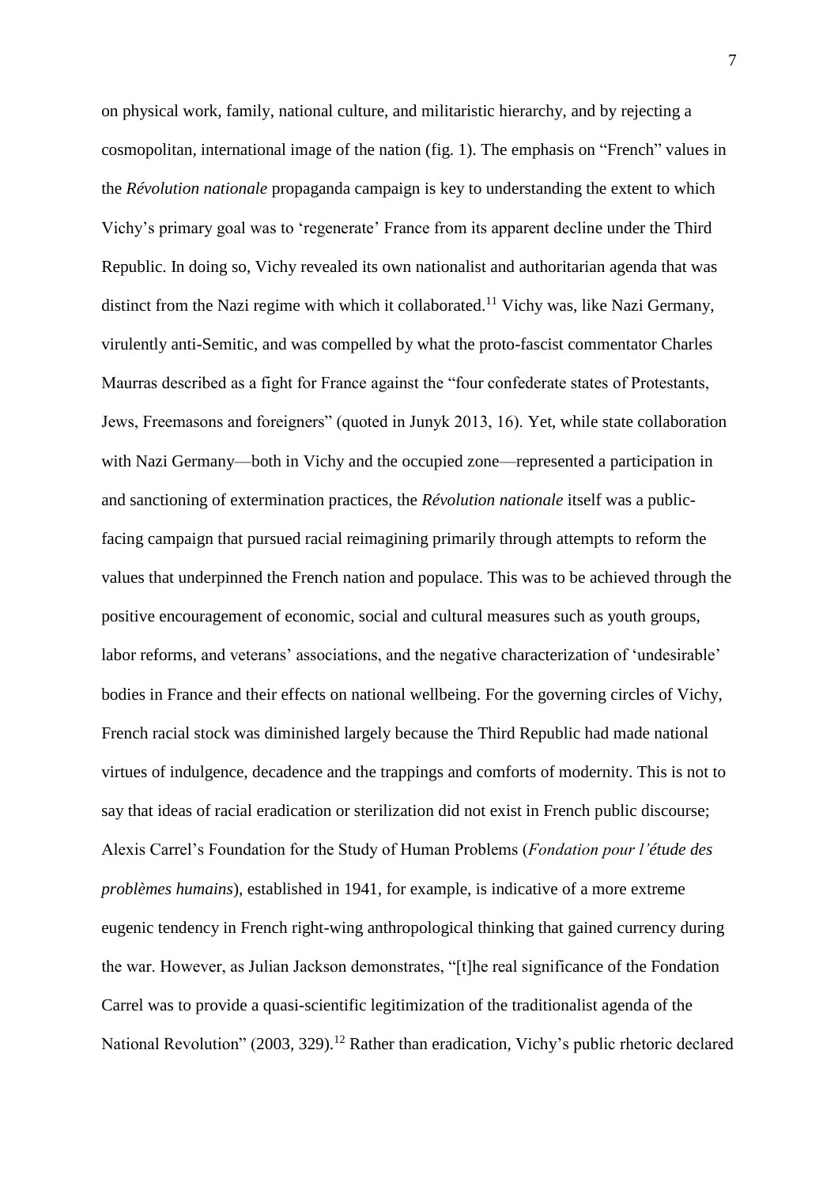on physical work, family, national culture, and militaristic hierarchy, and by rejecting a cosmopolitan, international image of the nation (fig. 1). The emphasis on "French" values in the *Révolution nationale* propaganda campaign is key to understanding the extent to which Vichy's primary goal was to 'regenerate' France from its apparent decline under the Third Republic. In doing so, Vichy revealed its own nationalist and authoritarian agenda that was distinct from the Nazi regime with which it collaborated.[11] Vichy was, like Nazi Germany, virulently anti-Semitic, and was compelled by what the proto-fascist commentator Charles Maurras described as a fight for France against the "four confederate states of Protestants, Jews, Freemasons and foreigners" (quoted in Junyk 2013, 16). Yet, while state collaboration with Nazi Germany—both in Vichy and the occupied zone—represented a participation in and sanctioning of extermination practices, the *Révolution nationale* itself was a public-facing campaign that pursued racial reimagining primarily through attempts to reform the values that underpinned the French nation and populace. This was to be achieved through the positive encouragement of economic, social and cultural measures such as youth groups, labor reforms, and veterans' associations, and the negative characterization of 'undesirable' bodies in France and their effects on national wellbeing. For the governing circles of Vichy, French racial stock was diminished largely because the Third Republic had made national virtues of indulgence, decadence and the trappings and comforts of modernity. This is not to say that ideas of racial eradication or sterilization did not exist in French public discourse; Alexis Carrel's Foundation for the Study of Human Problems (*Fondation pour l'étude des problèmes humains*), established in 1941, for example, is indicative of a more extreme eugenic tendency in French right-wing anthropological thinking that gained currency during the war. However, as Julian Jackson demonstrates, "[t]he real significance of the Fondation Carrel was to provide a quasi-scientific legitimization of the traditionalist agenda of the National Revolution" (2003, 329).[12] Rather than eradication, Vichy's public rhetoric declared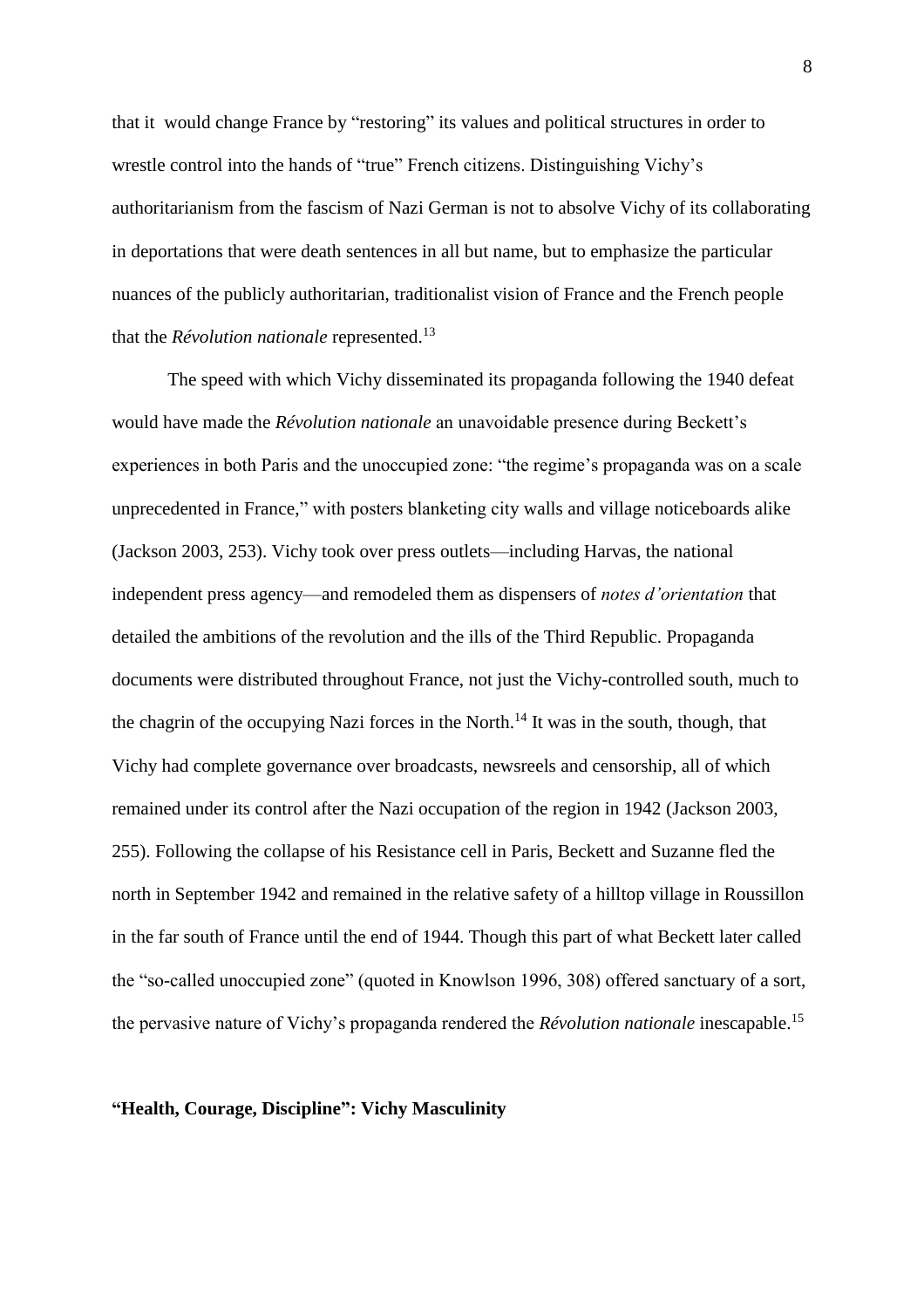that it would change France by "restoring" its values and political structures in order to wrestle control into the hands of "true" French citizens. Distinguishing Vichy's authoritarianism from the fascism of Nazi German is not to absolve Vichy of its collaborating in deportations that were death sentences in all but name, but to emphasize the particular nuances of the publicly authoritarian, traditionalist vision of France and the French people that the *Révolution nationale* represented.[13]

The speed with which Vichy disseminated its propaganda following the 1940 defeat would have made the *Révolution nationale* an unavoidable presence during Beckett's experiences in both Paris and the unoccupied zone: "the regime's propaganda was on a scale unprecedented in France," with posters blanketing city walls and village noticeboards alike (Jackson 2003, 253). Vichy took over press outlets—including Harvas, the national independent press agency—and remodeled them as dispensers of *notes d'orientation* that detailed the ambitions of the revolution and the ills of the Third Republic. Propaganda documents were distributed throughout France, not just the Vichy-controlled south, much to the chagrin of the occupying Nazi forces in the North.[14] It was in the south, though, that Vichy had complete governance over broadcasts, newsreels and censorship, all of which remained under its control after the Nazi occupation of the region in 1942 (Jackson 2003, 255). Following the collapse of his Resistance cell in Paris, Beckett and Suzanne fled the north in September 1942 and remained in the relative safety of a hilltop village in Roussillon in the far south of France until the end of 1944. Though this part of what Beckett later called the "so-called unoccupied zone" (quoted in Knowlson 1996, 308) offered sanctuary of a sort, the pervasive nature of Vichy's propaganda rendered the *Révolution nationale* inescapable.[15]

## "Health, Courage, Discipline": Vichy Masculinity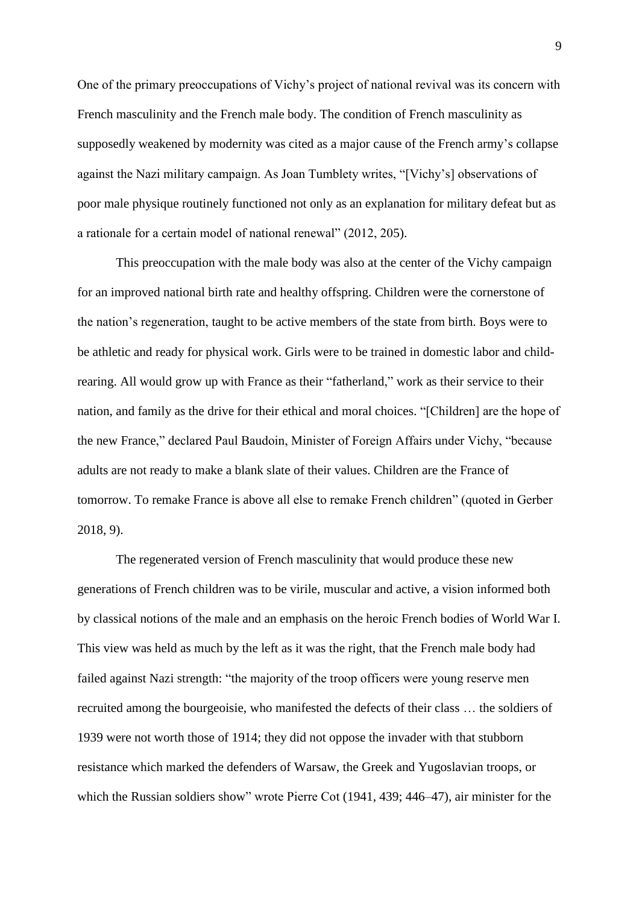One of the primary preoccupations of Vichy's project of national revival was its concern with French masculinity and the French male body. The condition of French masculinity as supposedly weakened by modernity was cited as a major cause of the French army's collapse against the Nazi military campaign. As Joan Tumblety writes, "[Vichy's] observations of poor male physique routinely functioned not only as an explanation for military defeat but as a rationale for a certain model of national renewal" (2012, 205).

This preoccupation with the male body was also at the center of the Vichy campaign for an improved national birth rate and healthy offspring. Children were the cornerstone of the nation's regeneration, taught to be active members of the state from birth. Boys were to be athletic and ready for physical work. Girls were to be trained in domestic labor and child-rearing. All would grow up with France as their "fatherland," work as their service to their nation, and family as the drive for their ethical and moral choices. "[Children] are the hope of the new France," declared Paul Baudoin, Minister of Foreign Affairs under Vichy, "because adults are not ready to make a blank slate of their values. Children are the France of tomorrow. To remake France is above all else to remake French children" (quoted in Gerber 2018, 9).

The regenerated version of French masculinity that would produce these new generations of French children was to be virile, muscular and active, a vision informed both by classical notions of the male and an emphasis on the heroic French bodies of World War I. This view was held as much by the left as it was the right, that the French male body had failed against Nazi strength: "the majority of the troop officers were young reserve men recruited among the bourgeoisie, who manifested the defects of their class … the soldiers of 1939 were not worth those of 1914; they did not oppose the invader with that stubborn resistance which marked the defenders of Warsaw, the Greek and Yugoslavian troops, or which the Russian soldiers show" wrote Pierre Cot (1941, 439; 446–47), air minister for the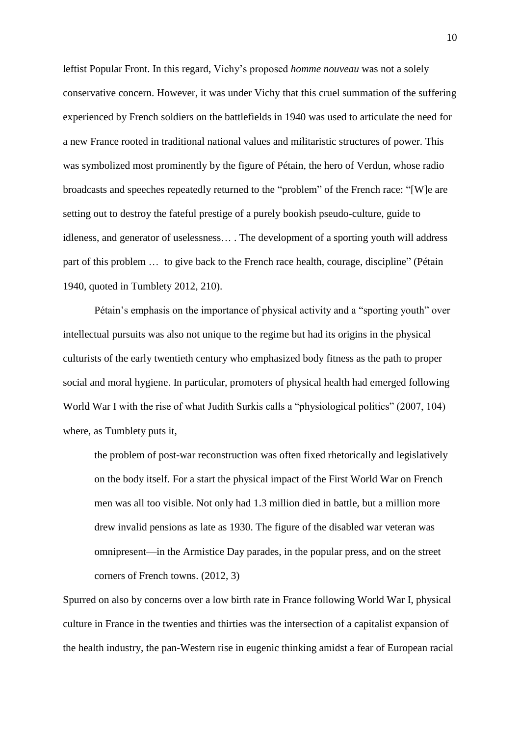leftist Popular Front. In this regard, Vichy's proposed *homme nouveau* was not a solely conservative concern. However, it was under Vichy that this cruel summation of the suffering experienced by French soldiers on the battlefields in 1940 was used to articulate the need for a new France rooted in traditional national values and militaristic structures of power. This was symbolized most prominently by the figure of Pétain, the hero of Verdun, whose radio broadcasts and speeches repeatedly returned to the "problem" of the French race: "[W]e are setting out to destroy the fateful prestige of a purely bookish pseudo-culture, guide to idleness, and generator of uselessness… . The development of a sporting youth will address part of this problem … to give back to the French race health, courage, discipline" (Pétain 1940, quoted in Tumblety 2012, 210).

Pétain's emphasis on the importance of physical activity and a "sporting youth" over intellectual pursuits was also not unique to the regime but had its origins in the physical culturists of the early twentieth century who emphasized body fitness as the path to proper social and moral hygiene. In particular, promoters of physical health had emerged following World War I with the rise of what Judith Surkis calls a "physiological politics" (2007, 104) where, as Tumblety puts it,

> the problem of post-war reconstruction was often fixed rhetorically and legislatively on the body itself. For a start the physical impact of the First World War on French men was all too visible. Not only had 1.3 million died in battle, but a million more drew invalid pensions as late as 1930. The figure of the disabled war veteran was omnipresent—in the Armistice Day parades, in the popular press, and on the street corners of French towns. (2012, 3)

Spurred on also by concerns over a low birth rate in France following World War I, physical culture in France in the twenties and thirties was the intersection of a capitalist expansion of the health industry, the pan-Western rise in eugenic thinking amidst a fear of European racial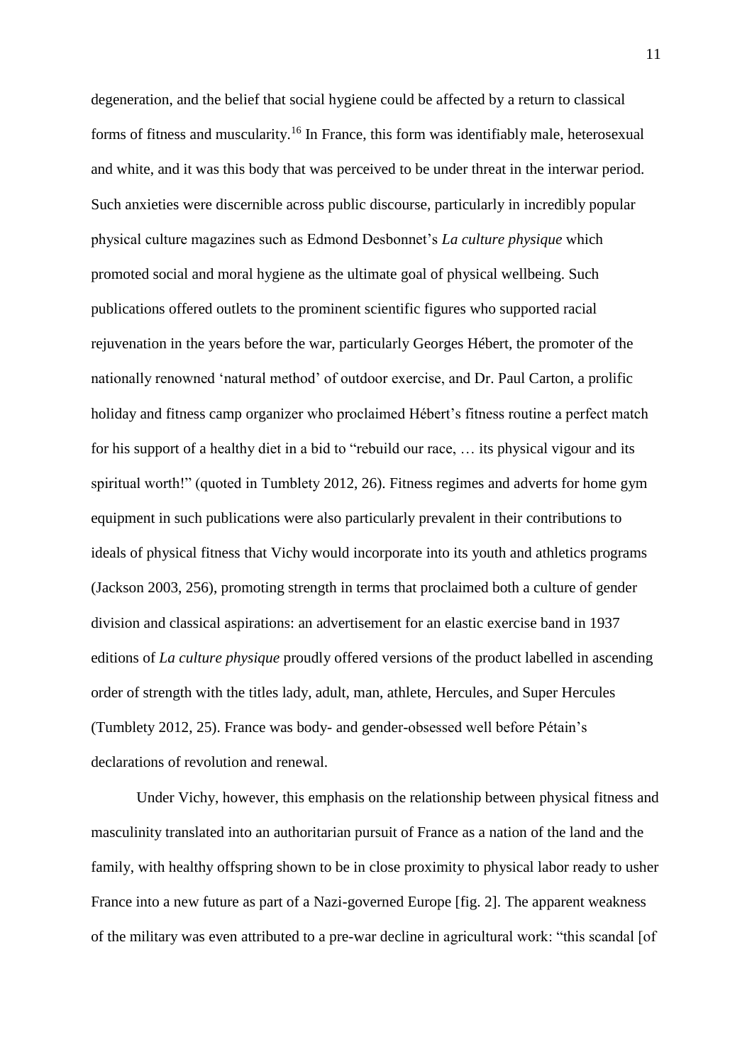degeneration, and the belief that social hygiene could be affected by a return to classical forms of fitness and muscularity.[16] In France, this form was identifiably male, heterosexual and white, and it was this body that was perceived to be under threat in the interwar period. Such anxieties were discernible across public discourse, particularly in incredibly popular physical culture magazines such as Edmond Desbonnet's *La culture physique* which promoted social and moral hygiene as the ultimate goal of physical wellbeing. Such publications offered outlets to the prominent scientific figures who supported racial rejuvenation in the years before the war, particularly Georges Hébert, the promoter of the nationally renowned 'natural method' of outdoor exercise, and Dr. Paul Carton, a prolific holiday and fitness camp organizer who proclaimed Hébert's fitness routine a perfect match for his support of a healthy diet in a bid to "rebuild our race, … its physical vigour and its spiritual worth!" (quoted in Tumblety 2012, 26). Fitness regimes and adverts for home gym equipment in such publications were also particularly prevalent in their contributions to ideals of physical fitness that Vichy would incorporate into its youth and athletics programs (Jackson 2003, 256), promoting strength in terms that proclaimed both a culture of gender division and classical aspirations: an advertisement for an elastic exercise band in 1937 editions of *La culture physique* proudly offered versions of the product labelled in ascending order of strength with the titles lady, adult, man, athlete, Hercules, and Super Hercules (Tumblety 2012, 25). France was body- and gender-obsessed well before Pétain's declarations of revolution and renewal.

Under Vichy, however, this emphasis on the relationship between physical fitness and masculinity translated into an authoritarian pursuit of France as a nation of the land and the family, with healthy offspring shown to be in close proximity to physical labor ready to usher France into a new future as part of a Nazi-governed Europe [fig. 2]. The apparent weakness of the military was even attributed to a pre-war decline in agricultural work: "this scandal [of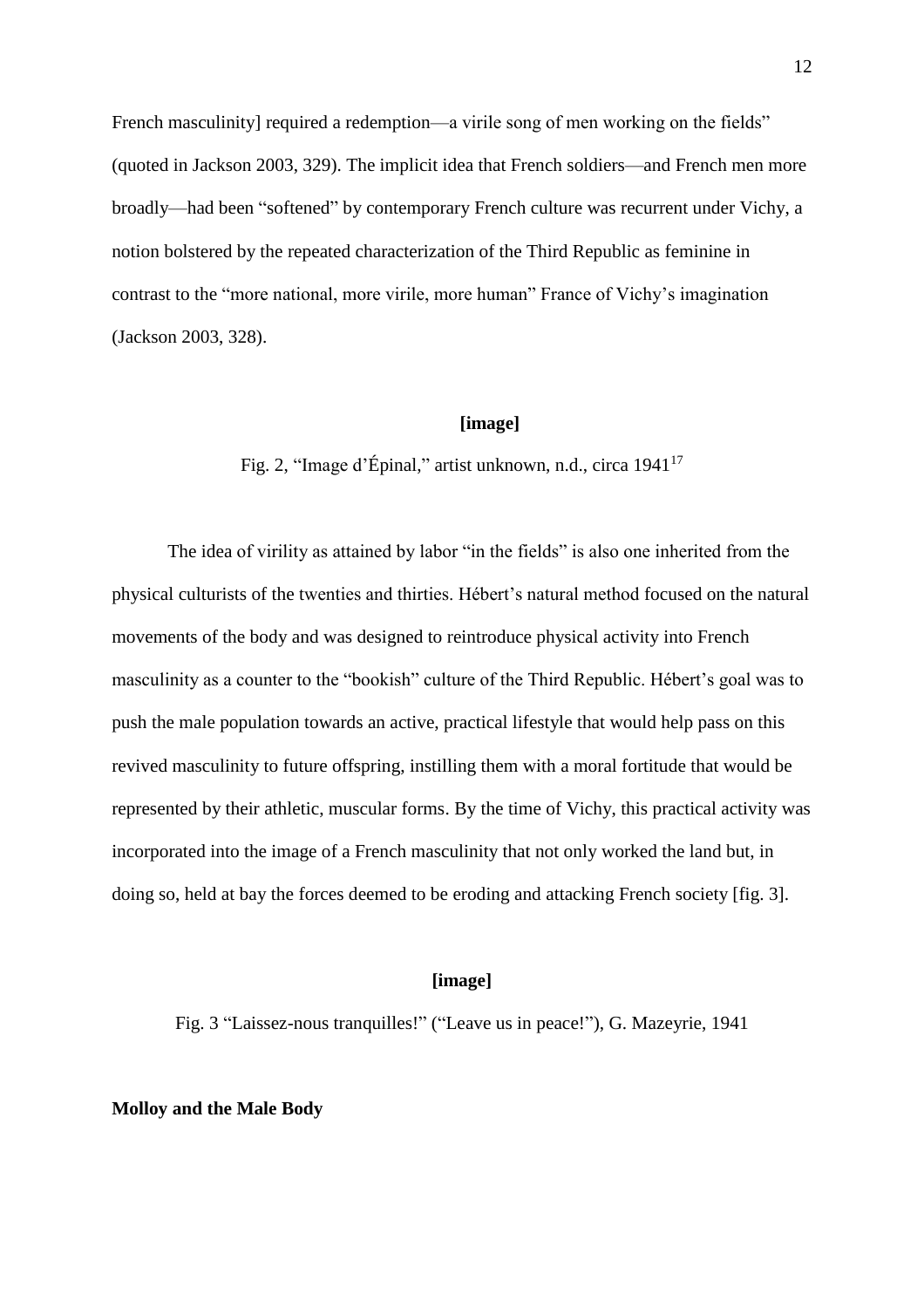French masculinity] required a redemption—a virile song of men working on the fields" (quoted in Jackson 2003, 329). The implicit idea that French soldiers—and French men more broadly—had been "softened" by contemporary French culture was recurrent under Vichy, a notion bolstered by the repeated characterization of the Third Republic as feminine in contrast to the "more national, more virile, more human" France of Vichy's imagination (Jackson 2003, 328).

**[image]**

Fig. 2, "Image d'Épinal," artist unknown, n.d., circa 1941[17]

The idea of virility as attained by labor "in the fields" is also one inherited from the physical culturists of the twenties and thirties. Hébert's natural method focused on the natural movements of the body and was designed to reintroduce physical activity into French masculinity as a counter to the "bookish" culture of the Third Republic. Hébert's goal was to push the male population towards an active, practical lifestyle that would help pass on this revived masculinity to future offspring, instilling them with a moral fortitude that would be represented by their athletic, muscular forms. By the time of Vichy, this practical activity was incorporated into the image of a French masculinity that not only worked the land but, in doing so, held at bay the forces deemed to be eroding and attacking French society [fig. 3].

**[image]**

Fig. 3 "Laissez-nous tranquilles!" ("Leave us in peace!"), G. Mazeyrie, 1941

## Molloy and the Male Body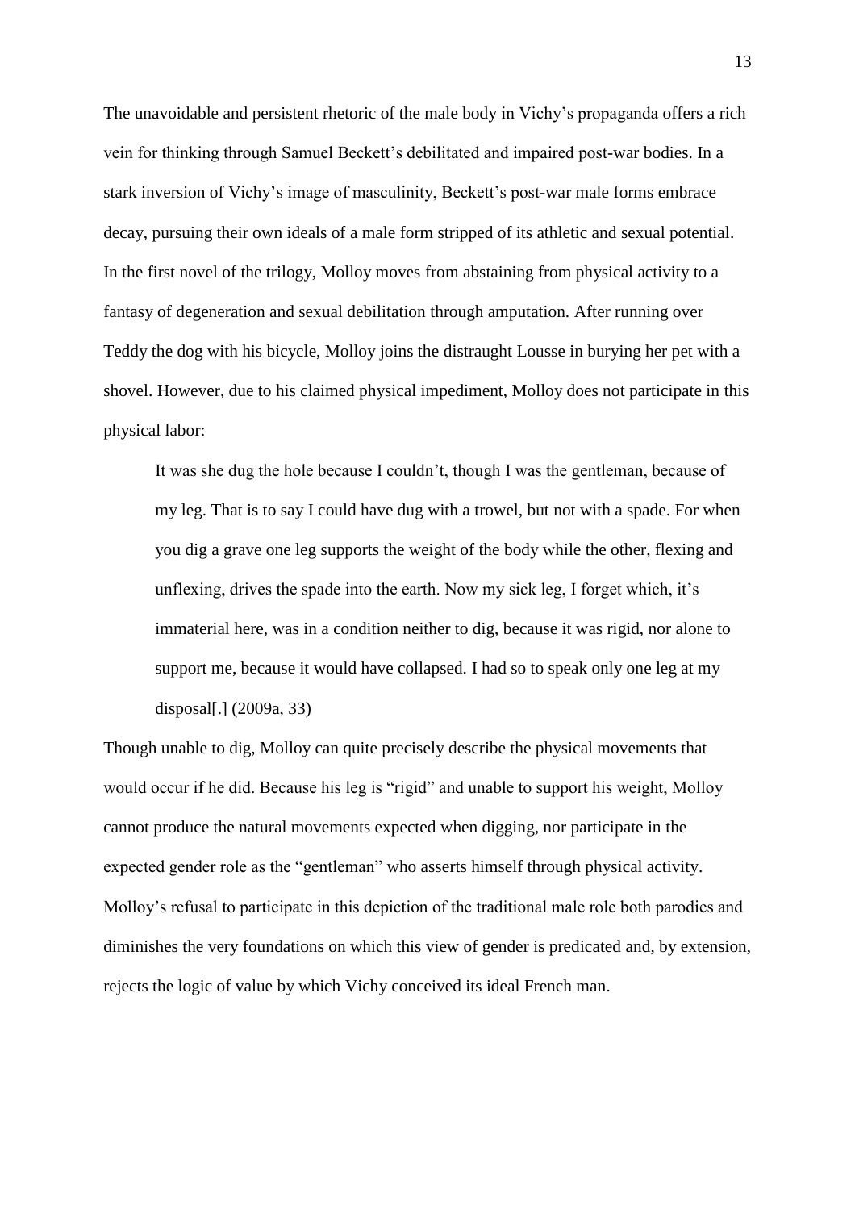The unavoidable and persistent rhetoric of the male body in Vichy's propaganda offers a rich vein for thinking through Samuel Beckett's debilitated and impaired post-war bodies. In a stark inversion of Vichy's image of masculinity, Beckett's post-war male forms embrace decay, pursuing their own ideals of a male form stripped of its athletic and sexual potential. In the first novel of the trilogy, Molloy moves from abstaining from physical activity to a fantasy of degeneration and sexual debilitation through amputation. After running over Teddy the dog with his bicycle, Molloy joins the distraught Lousse in burying her pet with a shovel. However, due to his claimed physical impediment, Molloy does not participate in this physical labor:

> It was she dug the hole because I couldn't, though I was the gentleman, because of my leg. That is to say I could have dug with a trowel, but not with a spade. For when you dig a grave one leg supports the weight of the body while the other, flexing and unflexing, drives the spade into the earth. Now my sick leg, I forget which, it's immaterial here, was in a condition neither to dig, because it was rigid, nor alone to support me, because it would have collapsed. I had so to speak only one leg at my disposal[.] (2009a, 33)

Though unable to dig, Molloy can quite precisely describe the physical movements that would occur if he did. Because his leg is "rigid" and unable to support his weight, Molloy cannot produce the natural movements expected when digging, nor participate in the expected gender role as the "gentleman" who asserts himself through physical activity. Molloy's refusal to participate in this depiction of the traditional male role both parodies and diminishes the very foundations on which this view of gender is predicated and, by extension, rejects the logic of value by which Vichy conceived its ideal French man.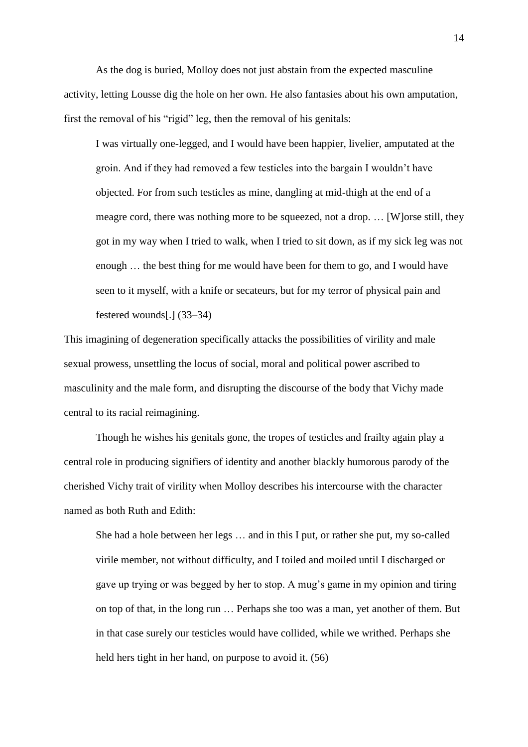As the dog is buried, Molloy does not just abstain from the expected masculine activity, letting Lousse dig the hole on her own. He also fantasies about his own amputation, first the removal of his "rigid" leg, then the removal of his genitals:

> I was virtually one-legged, and I would have been happier, livelier, amputated at the groin. And if they had removed a few testicles into the bargain I wouldn't have objected. For from such testicles as mine, dangling at mid-thigh at the end of a meagre cord, there was nothing more to be squeezed, not a drop. … [W]orse still, they got in my way when I tried to walk, when I tried to sit down, as if my sick leg was not enough … the best thing for me would have been for them to go, and I would have seen to it myself, with a knife or secateurs, but for my terror of physical pain and festered wounds[.] (33–34)

This imagining of degeneration specifically attacks the possibilities of virility and male sexual prowess, unsettling the locus of social, moral and political power ascribed to masculinity and the male form, and disrupting the discourse of the body that Vichy made central to its racial reimagining.

Though he wishes his genitals gone, the tropes of testicles and frailty again play a central role in producing signifiers of identity and another blackly humorous parody of the cherished Vichy trait of virility when Molloy describes his intercourse with the character named as both Ruth and Edith:

> She had a hole between her legs … and in this I put, or rather she put, my so-called virile member, not without difficulty, and I toiled and moiled until I discharged or gave up trying or was begged by her to stop. A mug's game in my opinion and tiring on top of that, in the long run … Perhaps she too was a man, yet another of them. But in that case surely our testicles would have collided, while we writhed. Perhaps she held hers tight in her hand, on purpose to avoid it. (56)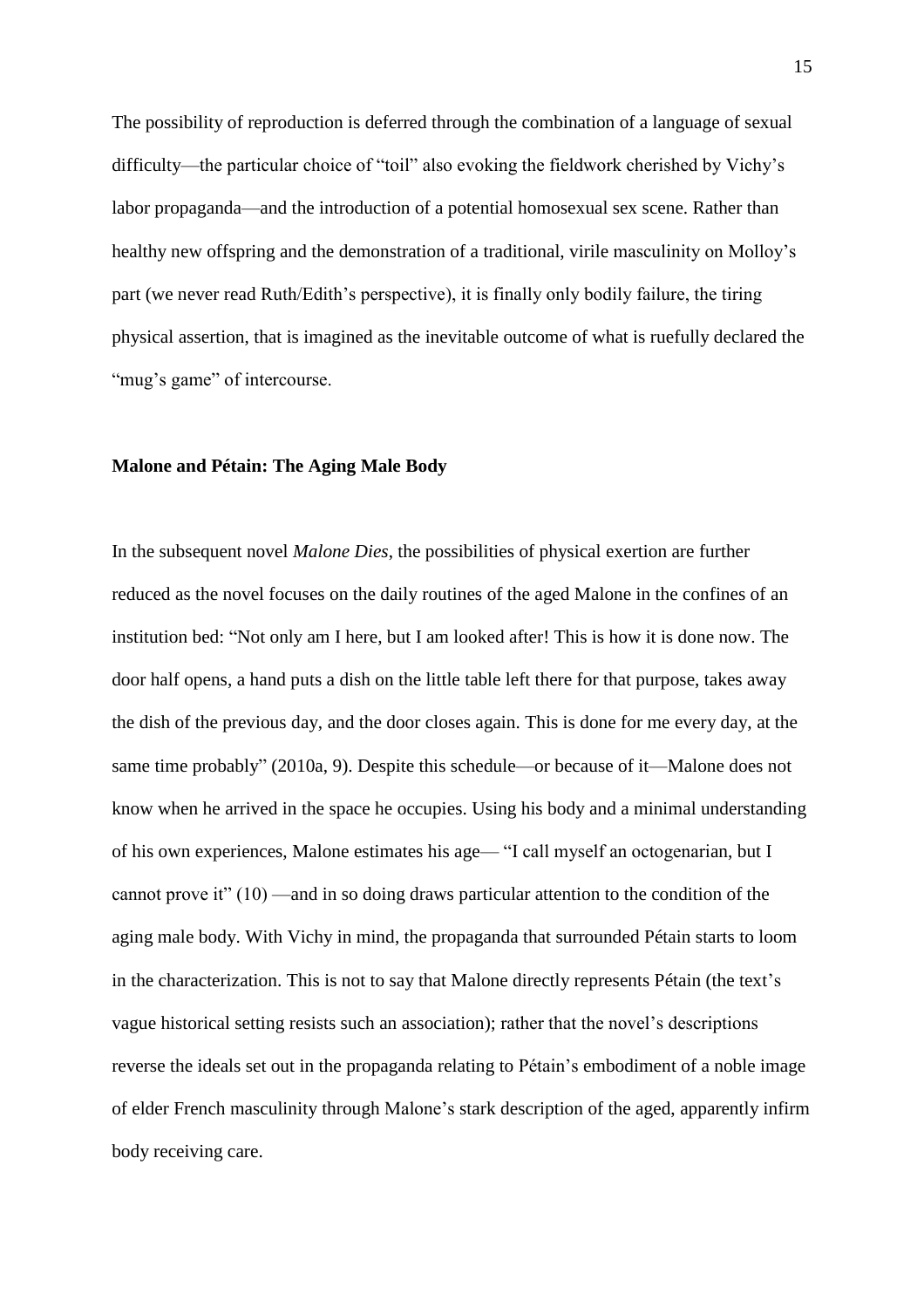The possibility of reproduction is deferred through the combination of a language of sexual difficulty—the particular choice of "toil" also evoking the fieldwork cherished by Vichy's labor propaganda—and the introduction of a potential homosexual sex scene. Rather than healthy new offspring and the demonstration of a traditional, virile masculinity on Molloy's part (we never read Ruth/Edith's perspective), it is finally only bodily failure, the tiring physical assertion, that is imagined as the inevitable outcome of what is ruefully declared the "mug's game" of intercourse.

## Malone and Pétain: The Aging Male Body

In the subsequent novel *Malone Dies*, the possibilities of physical exertion are further reduced as the novel focuses on the daily routines of the aged Malone in the confines of an institution bed: "Not only am I here, but I am looked after! This is how it is done now. The door half opens, a hand puts a dish on the little table left there for that purpose, takes away the dish of the previous day, and the door closes again. This is done for me every day, at the same time probably" (2010a, 9). Despite this schedule—or because of it—Malone does not know when he arrived in the space he occupies. Using his body and a minimal understanding of his own experiences, Malone estimates his age— "I call myself an octogenarian, but I cannot prove it" (10) —and in so doing draws particular attention to the condition of the aging male body. With Vichy in mind, the propaganda that surrounded Pétain starts to loom in the characterization. This is not to say that Malone directly represents Pétain (the text's vague historical setting resists such an association); rather that the novel's descriptions reverse the ideals set out in the propaganda relating to Pétain's embodiment of a noble image of elder French masculinity through Malone's stark description of the aged, apparently infirm body receiving care.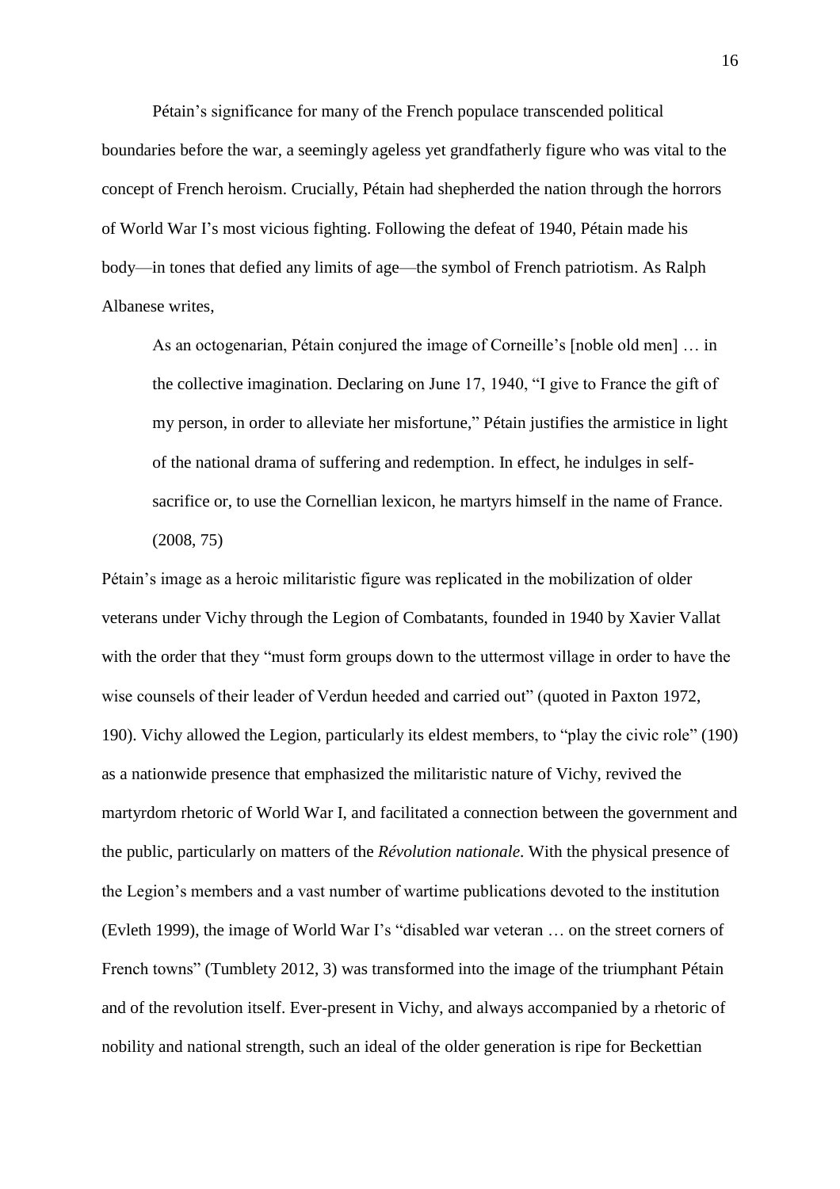Pétain's significance for many of the French populace transcended political boundaries before the war, a seemingly ageless yet grandfatherly figure who was vital to the concept of French heroism. Crucially, Pétain had shepherded the nation through the horrors of World War I's most vicious fighting. Following the defeat of 1940, Pétain made his body—in tones that defied any limits of age—the symbol of French patriotism. As Ralph Albanese writes,

> As an octogenarian, Pétain conjured the image of Corneille's [noble old men] … in the collective imagination. Declaring on June 17, 1940, "I give to France the gift of my person, in order to alleviate her misfortune," Pétain justifies the armistice in light of the national drama of suffering and redemption. In effect, he indulges in self-sacrifice or, to use the Cornellian lexicon, he martyrs himself in the name of France. (2008, 75)

Pétain's image as a heroic militaristic figure was replicated in the mobilization of older veterans under Vichy through the Legion of Combatants, founded in 1940 by Xavier Vallat with the order that they "must form groups down to the uttermost village in order to have the wise counsels of their leader of Verdun heeded and carried out" (quoted in Paxton 1972, 190). Vichy allowed the Legion, particularly its eldest members, to "play the civic role" (190) as a nationwide presence that emphasized the militaristic nature of Vichy, revived the martyrdom rhetoric of World War I, and facilitated a connection between the government and the public, particularly on matters of the *Révolution nationale*. With the physical presence of the Legion's members and a vast number of wartime publications devoted to the institution (Evleth 1999), the image of World War I's "disabled war veteran … on the street corners of French towns" (Tumblety 2012, 3) was transformed into the image of the triumphant Pétain and of the revolution itself. Ever-present in Vichy, and always accompanied by a rhetoric of nobility and national strength, such an ideal of the older generation is ripe for Beckettian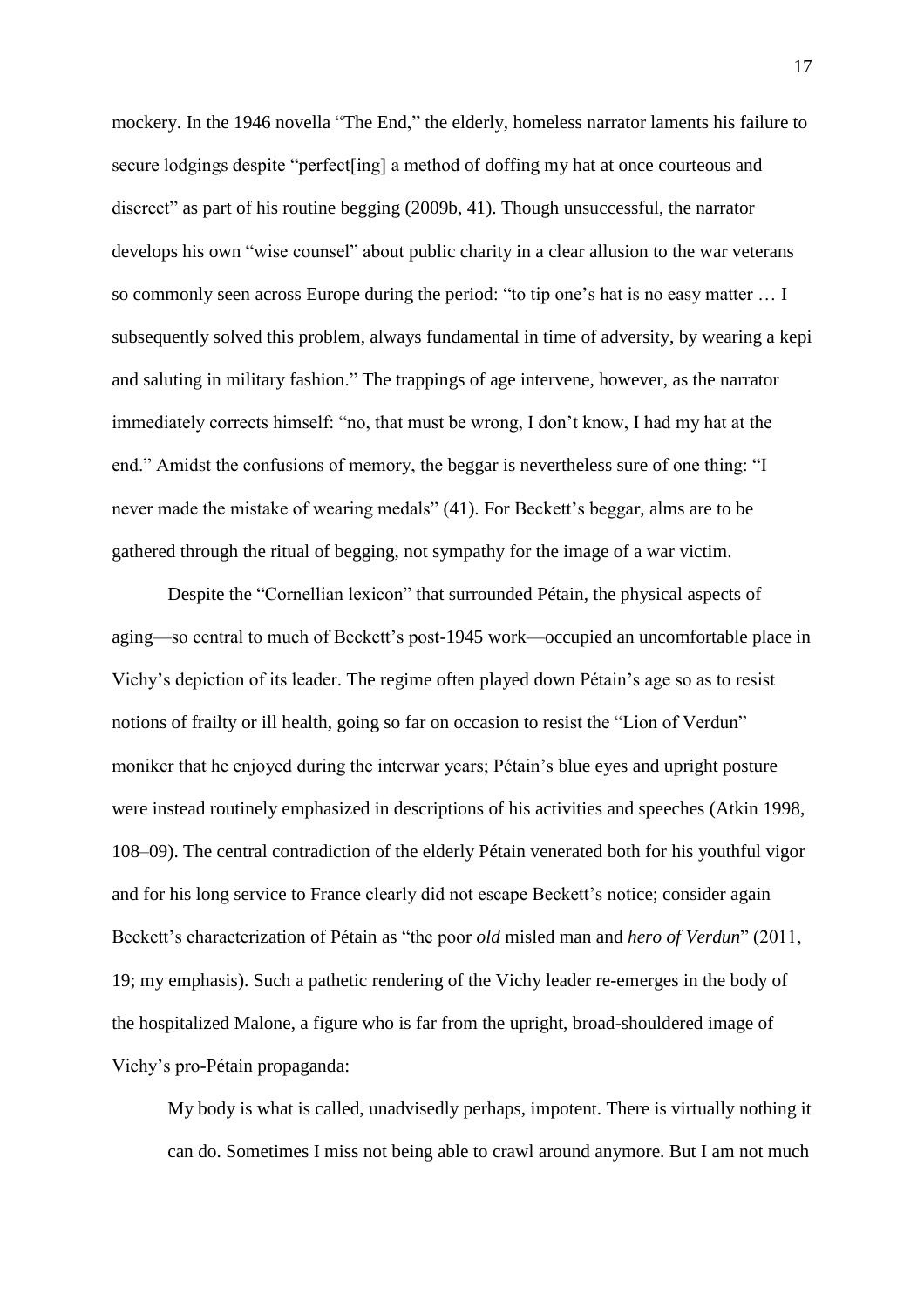mockery. In the 1946 novella "The End," the elderly, homeless narrator laments his failure to secure lodgings despite "perfect[ing] a method of doffing my hat at once courteous and discreet" as part of his routine begging (2009b, 41). Though unsuccessful, the narrator develops his own "wise counsel" about public charity in a clear allusion to the war veterans so commonly seen across Europe during the period: "to tip one's hat is no easy matter … I subsequently solved this problem, always fundamental in time of adversity, by wearing a kepi and saluting in military fashion." The trappings of age intervene, however, as the narrator immediately corrects himself: "no, that must be wrong, I don't know, I had my hat at the end." Amidst the confusions of memory, the beggar is nevertheless sure of one thing: "I never made the mistake of wearing medals" (41). For Beckett's beggar, alms are to be gathered through the ritual of begging, not sympathy for the image of a war victim.

Despite the "Cornellian lexicon" that surrounded Pétain, the physical aspects of aging—so central to much of Beckett's post-1945 work—occupied an uncomfortable place in Vichy's depiction of its leader. The regime often played down Pétain's age so as to resist notions of frailty or ill health, going so far on occasion to resist the "Lion of Verdun" moniker that he enjoyed during the interwar years; Pétain's blue eyes and upright posture were instead routinely emphasized in descriptions of his activities and speeches (Atkin 1998, 108–09). The central contradiction of the elderly Pétain venerated both for his youthful vigor and for his long service to France clearly did not escape Beckett's notice; consider again Beckett's characterization of Pétain as "the poor *old* misled man and *hero of Verdun*" (2011, 19; my emphasis). Such a pathetic rendering of the Vichy leader re-emerges in the body of the hospitalized Malone, a figure who is far from the upright, broad-shouldered image of Vichy's pro-Pétain propaganda:

> My body is what is called, unadvisedly perhaps, impotent. There is virtually nothing it can do. Sometimes I miss not being able to crawl around anymore. But I am not much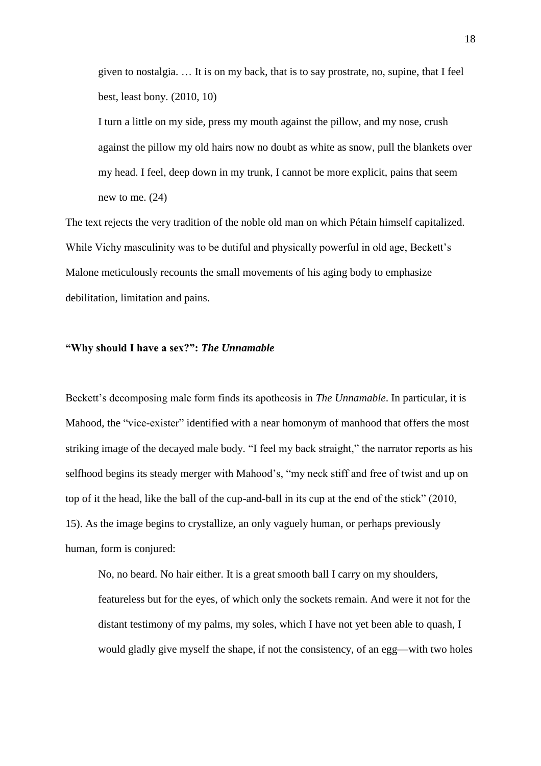> given to nostalgia. … It is on my back, that is to say prostrate, no, supine, that I feel best, least bony. (2010, 10)
>
> I turn a little on my side, press my mouth against the pillow, and my nose, crush against the pillow my old hairs now no doubt as white as snow, pull the blankets over my head. I feel, deep down in my trunk, I cannot be more explicit, pains that seem new to me. (24)

The text rejects the very tradition of the noble old man on which Pétain himself capitalized. While Vichy masculinity was to be dutiful and physically powerful in old age, Beckett's Malone meticulously recounts the small movements of his aging body to emphasize debilitation, limitation and pains.

### "Why should I have a sex?": *The Unnamable*

Beckett's decomposing male form finds its apotheosis in *The Unnamable*. In particular, it is Mahood, the "vice-exister" identified with a near homonym of manhood that offers the most striking image of the decayed male body. "I feel my back straight," the narrator reports as his selfhood begins its steady merger with Mahood's, "my neck stiff and free of twist and up on top of it the head, like the ball of the cup-and-ball in its cup at the end of the stick" (2010, 15). As the image begins to crystallize, an only vaguely human, or perhaps previously human, form is conjured:

> No, no beard. No hair either. It is a great smooth ball I carry on my shoulders, featureless but for the eyes, of which only the sockets remain. And were it not for the distant testimony of my palms, my soles, which I have not yet been able to quash, I would gladly give myself the shape, if not the consistency, of an egg—with two holes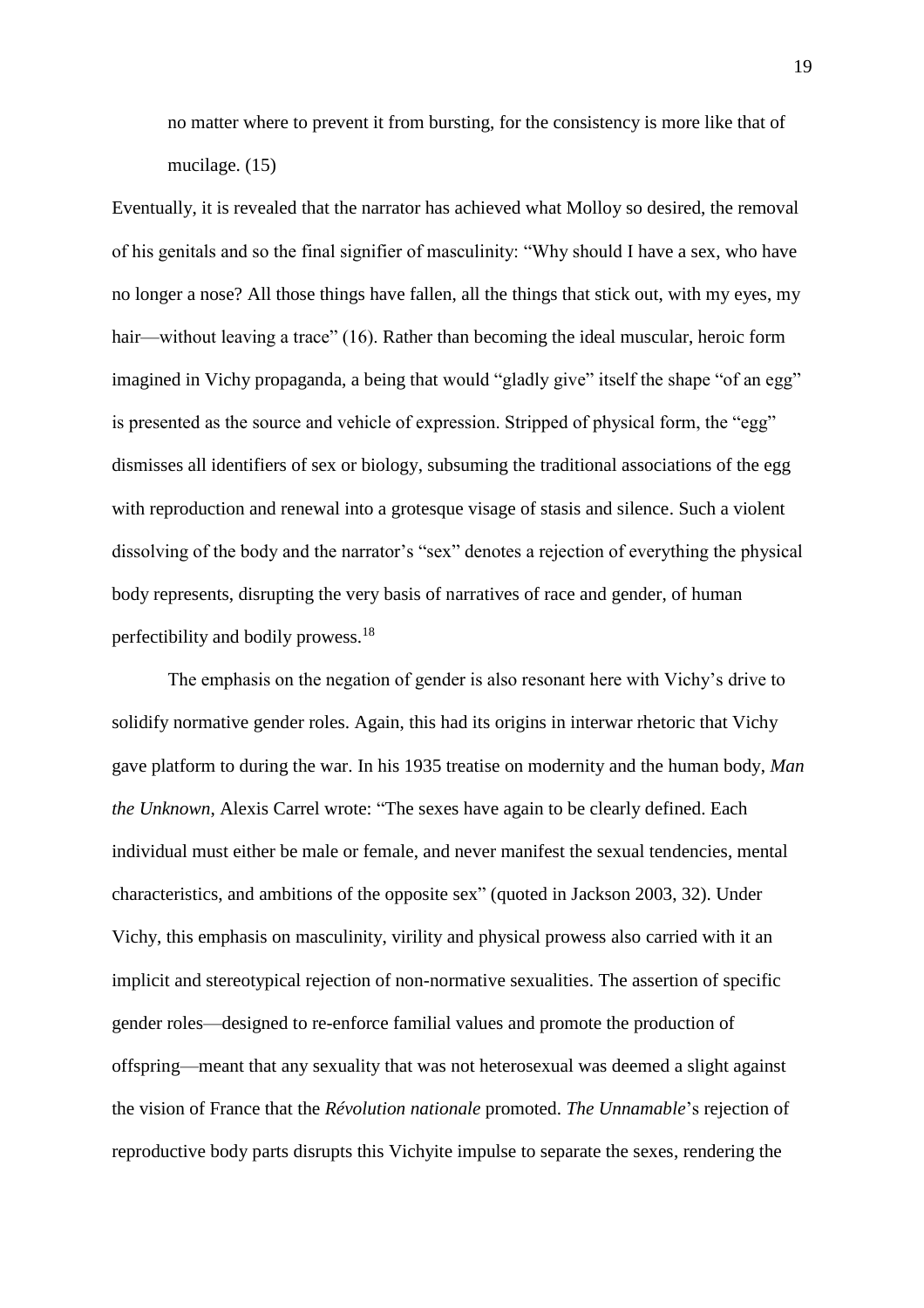no matter where to prevent it from bursting, for the consistency is more like that of mucilage. (15)

Eventually, it is revealed that the narrator has achieved what Molloy so desired, the removal of his genitals and so the final signifier of masculinity: "Why should I have a sex, who have no longer a nose? All those things have fallen, all the things that stick out, with my eyes, my hair—without leaving a trace" (16). Rather than becoming the ideal muscular, heroic form imagined in Vichy propaganda, a being that would "gladly give" itself the shape "of an egg" is presented as the source and vehicle of expression. Stripped of physical form, the "egg" dismisses all identifiers of sex or biology, subsuming the traditional associations of the egg with reproduction and renewal into a grotesque visage of stasis and silence. Such a violent dissolving of the body and the narrator's "sex" denotes a rejection of everything the physical body represents, disrupting the very basis of narratives of race and gender, of human perfectibility and bodily prowess.[18]

The emphasis on the negation of gender is also resonant here with Vichy's drive to solidify normative gender roles. Again, this had its origins in interwar rhetoric that Vichy gave platform to during the war. In his 1935 treatise on modernity and the human body, *Man the Unknown*, Alexis Carrel wrote: "The sexes have again to be clearly defined. Each individual must either be male or female, and never manifest the sexual tendencies, mental characteristics, and ambitions of the opposite sex" (quoted in Jackson 2003, 32). Under Vichy, this emphasis on masculinity, virility and physical prowess also carried with it an implicit and stereotypical rejection of non-normative sexualities. The assertion of specific gender roles—designed to re-enforce familial values and promote the production of offspring—meant that any sexuality that was not heterosexual was deemed a slight against the vision of France that the *Révolution nationale* promoted. *The Unnamable*'s rejection of reproductive body parts disrupts this Vichyite impulse to separate the sexes, rendering the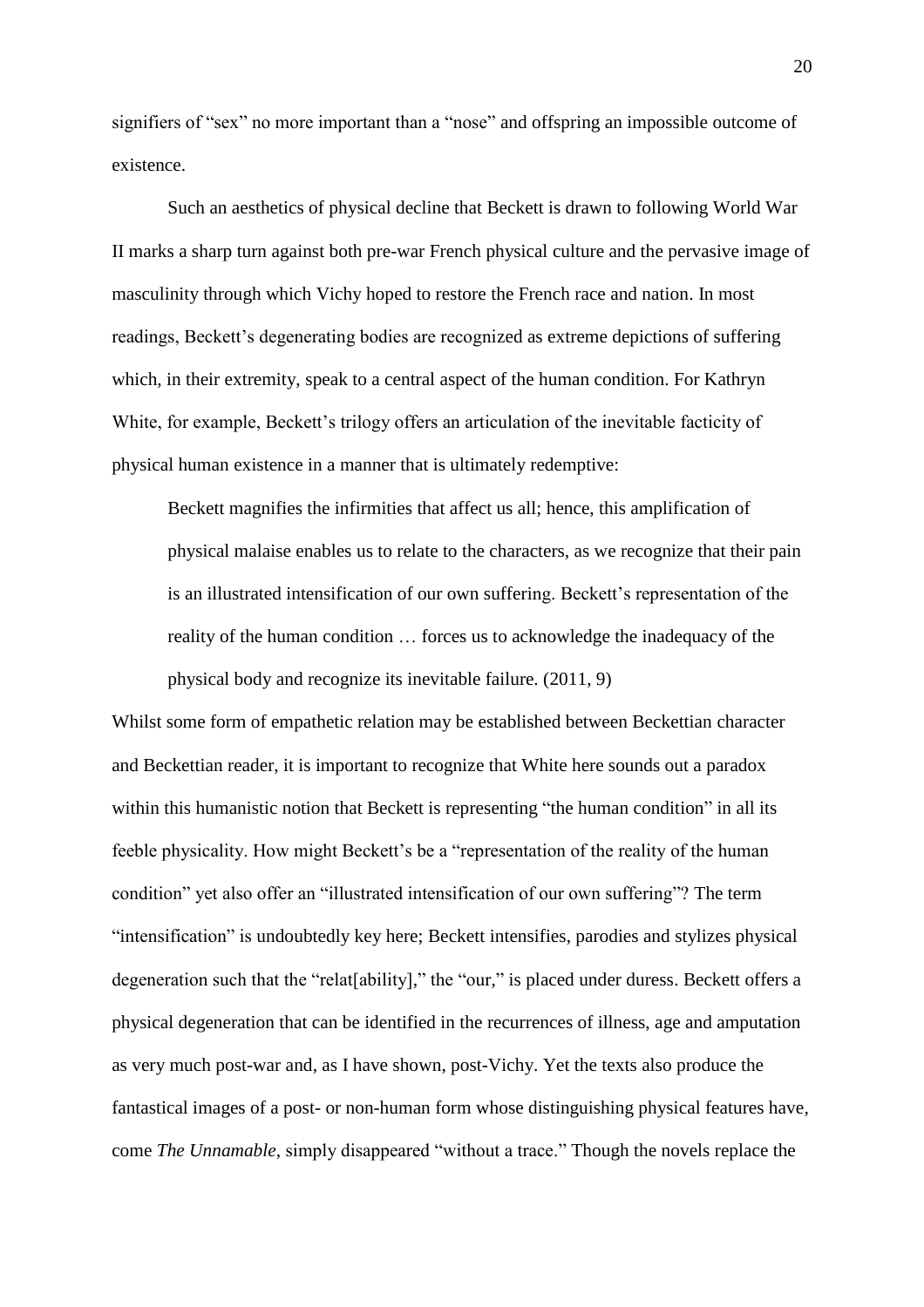signifiers of "sex" no more important than a "nose" and offspring an impossible outcome of existence.

Such an aesthetics of physical decline that Beckett is drawn to following World War II marks a sharp turn against both pre-war French physical culture and the pervasive image of masculinity through which Vichy hoped to restore the French race and nation. In most readings, Beckett's degenerating bodies are recognized as extreme depictions of suffering which, in their extremity, speak to a central aspect of the human condition. For Kathryn White, for example, Beckett's trilogy offers an articulation of the inevitable facticity of physical human existence in a manner that is ultimately redemptive:

> Beckett magnifies the infirmities that affect us all; hence, this amplification of physical malaise enables us to relate to the characters, as we recognize that their pain is an illustrated intensification of our own suffering. Beckett's representation of the reality of the human condition … forces us to acknowledge the inadequacy of the physical body and recognize its inevitable failure. (2011, 9)

Whilst some form of empathetic relation may be established between Beckettian character and Beckettian reader, it is important to recognize that White here sounds out a paradox within this humanistic notion that Beckett is representing "the human condition" in all its feeble physicality. How might Beckett's be a "representation of the reality of the human condition" yet also offer an "illustrated intensification of our own suffering"? The term "intensification" is undoubtedly key here; Beckett intensifies, parodies and stylizes physical degeneration such that the "relat[ability]," the "our," is placed under duress. Beckett offers a physical degeneration that can be identified in the recurrences of illness, age and amputation as very much post-war and, as I have shown, post-Vichy. Yet the texts also produce the fantastical images of a post- or non-human form whose distinguishing physical features have, come *The Unnamable*, simply disappeared "without a trace." Though the novels replace the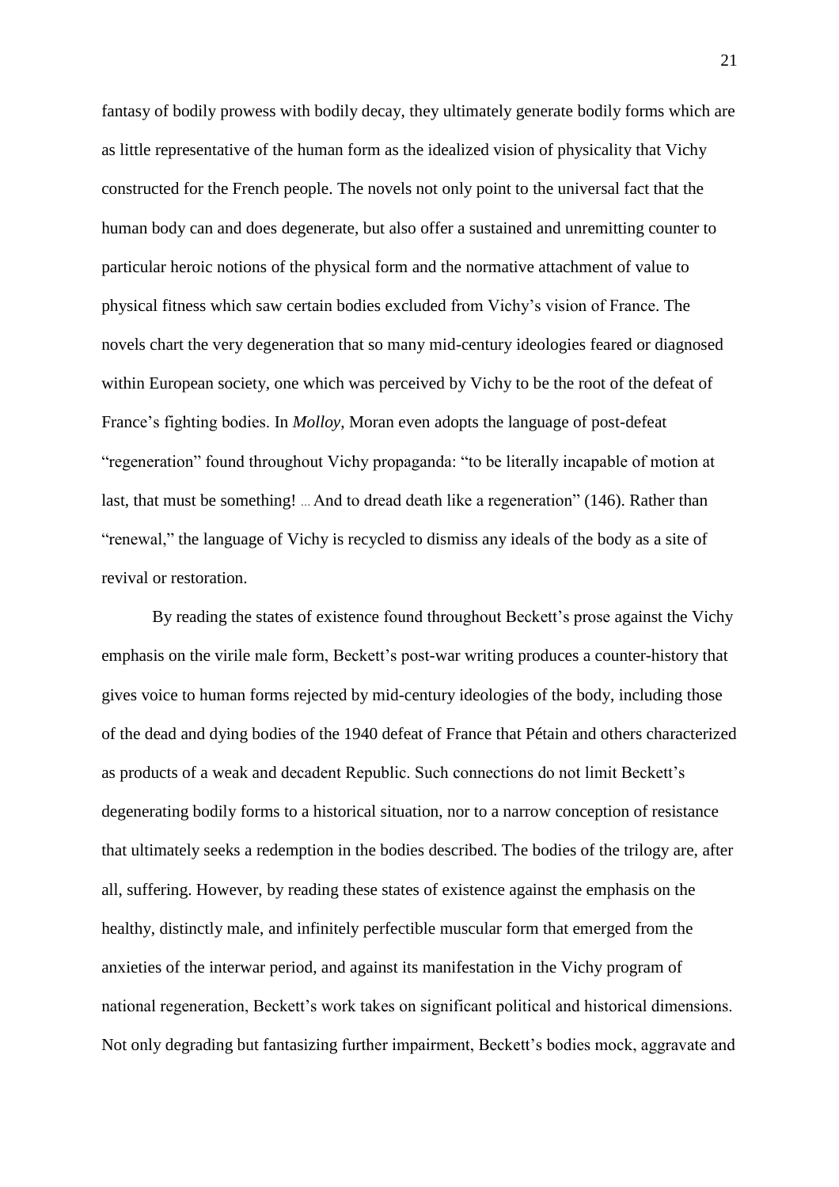fantasy of bodily prowess with bodily decay, they ultimately generate bodily forms which are as little representative of the human form as the idealized vision of physicality that Vichy constructed for the French people. The novels not only point to the universal fact that the human body can and does degenerate, but also offer a sustained and unremitting counter to particular heroic notions of the physical form and the normative attachment of value to physical fitness which saw certain bodies excluded from Vichy's vision of France. The novels chart the very degeneration that so many mid-century ideologies feared or diagnosed within European society, one which was perceived by Vichy to be the root of the defeat of France's fighting bodies. In *Molloy*, Moran even adopts the language of post-defeat "regeneration" found throughout Vichy propaganda: "to be literally incapable of motion at last, that must be something! ... And to dread death like a regeneration" (146). Rather than "renewal," the language of Vichy is recycled to dismiss any ideals of the body as a site of revival or restoration.

By reading the states of existence found throughout Beckett's prose against the Vichy emphasis on the virile male form, Beckett's post-war writing produces a counter-history that gives voice to human forms rejected by mid-century ideologies of the body, including those of the dead and dying bodies of the 1940 defeat of France that Pétain and others characterized as products of a weak and decadent Republic. Such connections do not limit Beckett's degenerating bodily forms to a historical situation, nor to a narrow conception of resistance that ultimately seeks a redemption in the bodies described. The bodies of the trilogy are, after all, suffering. However, by reading these states of existence against the emphasis on the healthy, distinctly male, and infinitely perfectible muscular form that emerged from the anxieties of the interwar period, and against its manifestation in the Vichy program of national regeneration, Beckett's work takes on significant political and historical dimensions. Not only degrading but fantasizing further impairment, Beckett's bodies mock, aggravate and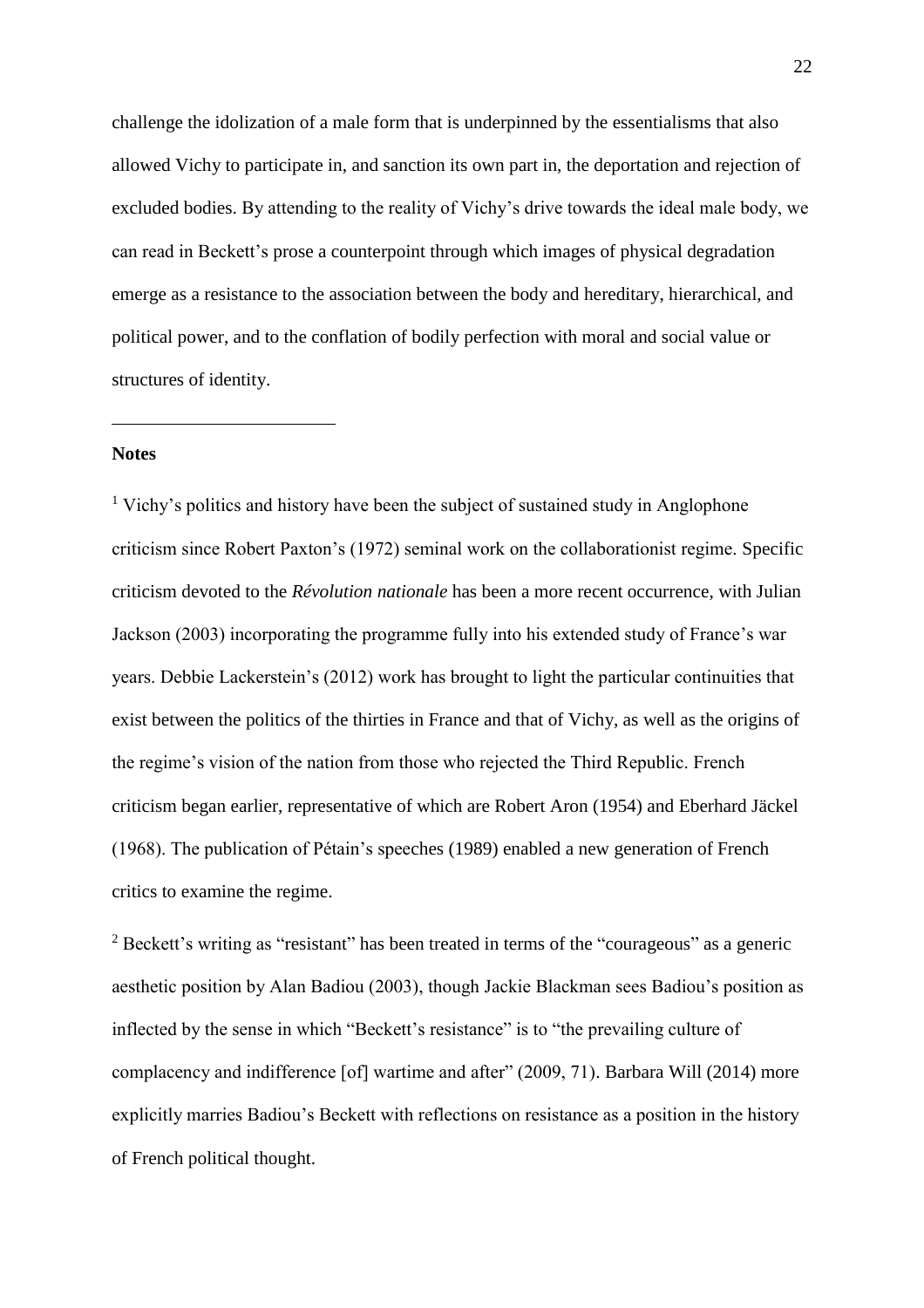challenge the idolization of a male form that is underpinned by the essentialisms that also allowed Vichy to participate in, and sanction its own part in, the deportation and rejection of excluded bodies. By attending to the reality of Vichy's drive towards the ideal male body, we can read in Beckett's prose a counterpoint through which images of physical degradation emerge as a resistance to the association between the body and hereditary, hierarchical, and political power, and to the conflation of bodily perfection with moral and social value or structures of identity.

**Notes**

[1] Vichy's politics and history have been the subject of sustained study in Anglophone criticism since Robert Paxton's (1972) seminal work on the collaborationist regime. Specific criticism devoted to the *Révolution nationale* has been a more recent occurrence, with Julian Jackson (2003) incorporating the programme fully into his extended study of France's war years. Debbie Lackerstein's (2012) work has brought to light the particular continuities that exist between the politics of the thirties in France and that of Vichy, as well as the origins of the regime's vision of the nation from those who rejected the Third Republic. French criticism began earlier, representative of which are Robert Aron (1954) and Eberhard Jäckel (1968). The publication of Pétain's speeches (1989) enabled a new generation of French critics to examine the regime.

[2] Beckett's writing as "resistant" has been treated in terms of the "courageous" as a generic aesthetic position by Alan Badiou (2003), though Jackie Blackman sees Badiou's position as inflected by the sense in which "Beckett's resistance" is to "the prevailing culture of complacency and indifference [of] wartime and after" (2009, 71). Barbara Will (2014) more explicitly marries Badiou's Beckett with reflections on resistance as a position in the history of French political thought.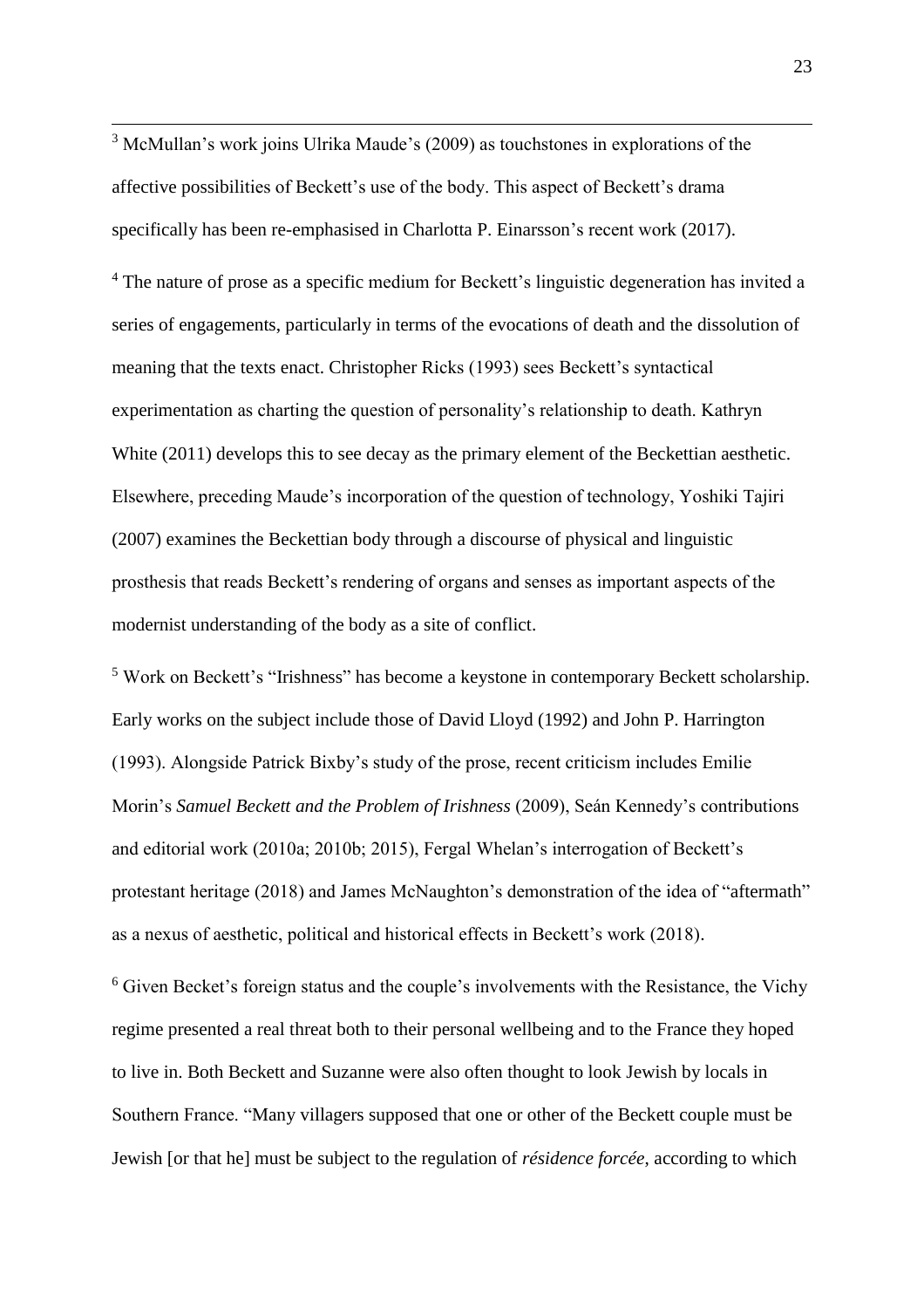[3] McMullan's work joins Ulrika Maude's (2009) as touchstones in explorations of the affective possibilities of Beckett's use of the body. This aspect of Beckett's drama specifically has been re-emphasised in Charlotta P. Einarsson's recent work (2017).

[4] The nature of prose as a specific medium for Beckett's linguistic degeneration has invited a series of engagements, particularly in terms of the evocations of death and the dissolution of meaning that the texts enact. Christopher Ricks (1993) sees Beckett's syntactical experimentation as charting the question of personality's relationship to death. Kathryn White (2011) develops this to see decay as the primary element of the Beckettian aesthetic. Elsewhere, preceding Maude's incorporation of the question of technology, Yoshiki Tajiri (2007) examines the Beckettian body through a discourse of physical and linguistic prosthesis that reads Beckett's rendering of organs and senses as important aspects of the modernist understanding of the body as a site of conflict.

[5] Work on Beckett's "Irishness" has become a keystone in contemporary Beckett scholarship. Early works on the subject include those of David Lloyd (1992) and John P. Harrington (1993). Alongside Patrick Bixby's study of the prose, recent criticism includes Emilie Morin's *Samuel Beckett and the Problem of Irishness* (2009), Seán Kennedy's contributions and editorial work (2010a; 2010b; 2015), Fergal Whelan's interrogation of Beckett's protestant heritage (2018) and James McNaughton's demonstration of the idea of "aftermath" as a nexus of aesthetic, political and historical effects in Beckett's work (2018).

[6] Given Becket's foreign status and the couple's involvements with the Resistance, the Vichy regime presented a real threat both to their personal wellbeing and to the France they hoped to live in. Both Beckett and Suzanne were also often thought to look Jewish by locals in Southern France. "Many villagers supposed that one or other of the Beckett couple must be Jewish [or that he] must be subject to the regulation of *résidence forcée*, according to which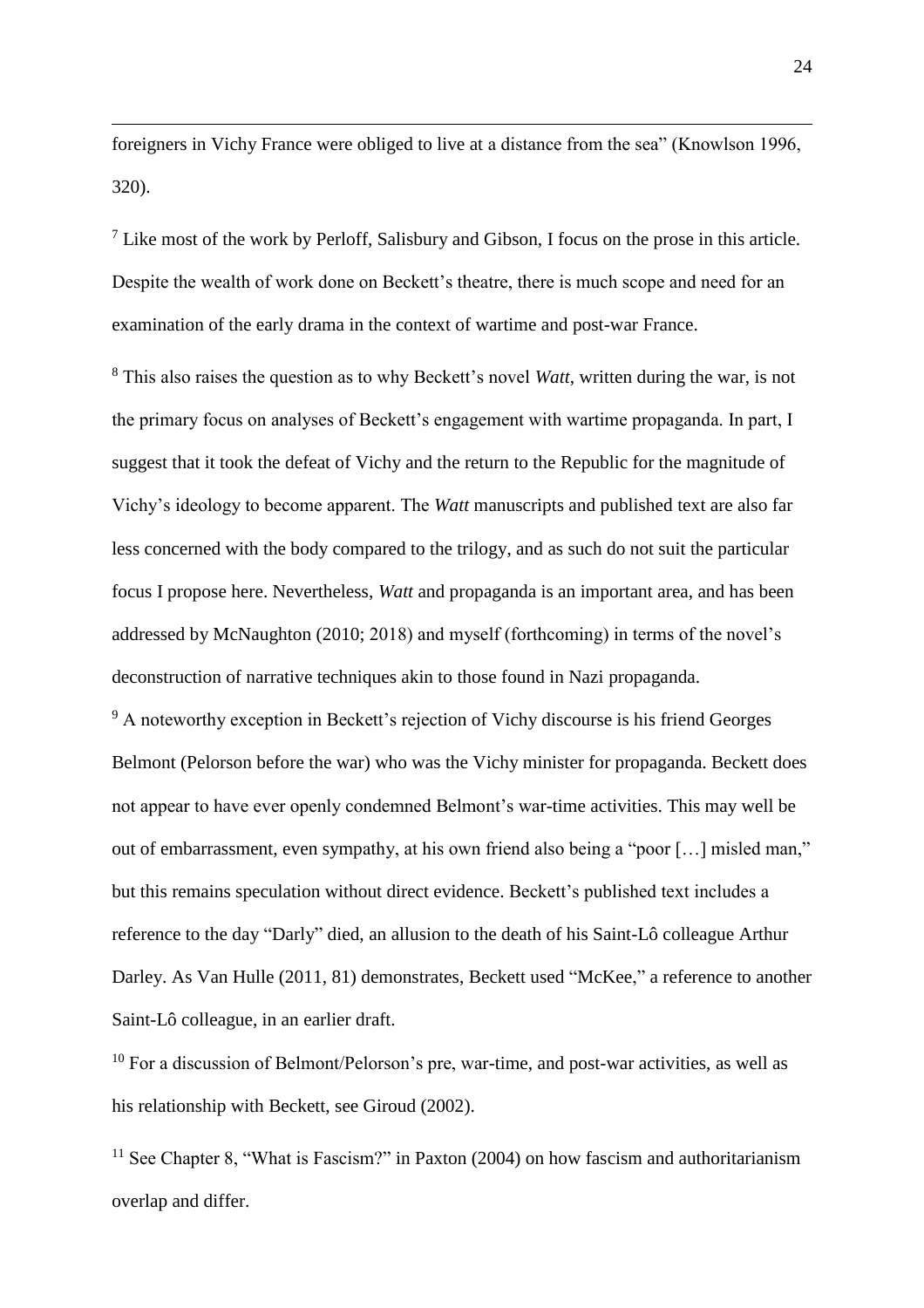foreigners in Vichy France were obliged to live at a distance from the sea" (Knowlson 1996, 320).

[7] Like most of the work by Perloff, Salisbury and Gibson, I focus on the prose in this article. Despite the wealth of work done on Beckett's theatre, there is much scope and need for an examination of the early drama in the context of wartime and post-war France.

[8] This also raises the question as to why Beckett's novel *Watt*, written during the war, is not the primary focus on analyses of Beckett's engagement with wartime propaganda. In part, I suggest that it took the defeat of Vichy and the return to the Republic for the magnitude of Vichy's ideology to become apparent. The *Watt* manuscripts and published text are also far less concerned with the body compared to the trilogy, and as such do not suit the particular focus I propose here. Nevertheless, *Watt* and propaganda is an important area, and has been addressed by McNaughton (2010; 2018) and myself (forthcoming) in terms of the novel's deconstruction of narrative techniques akin to those found in Nazi propaganda.

[9] A noteworthy exception in Beckett's rejection of Vichy discourse is his friend Georges Belmont (Pelorson before the war) who was the Vichy minister for propaganda. Beckett does not appear to have ever openly condemned Belmont's war-time activities. This may well be out of embarrassment, even sympathy, at his own friend also being a "poor […] misled man," but this remains speculation without direct evidence. Beckett's published text includes a reference to the day "Darly" died, an allusion to the death of his Saint-Lô colleague Arthur Darley. As Van Hulle (2011, 81) demonstrates, Beckett used "McKee," a reference to another Saint-Lô colleague, in an earlier draft.

[10] For a discussion of Belmont/Pelorson's pre, war-time, and post-war activities, as well as his relationship with Beckett, see Giroud (2002).

[11] See Chapter 8, "What is Fascism?" in Paxton (2004) on how fascism and authoritarianism overlap and differ.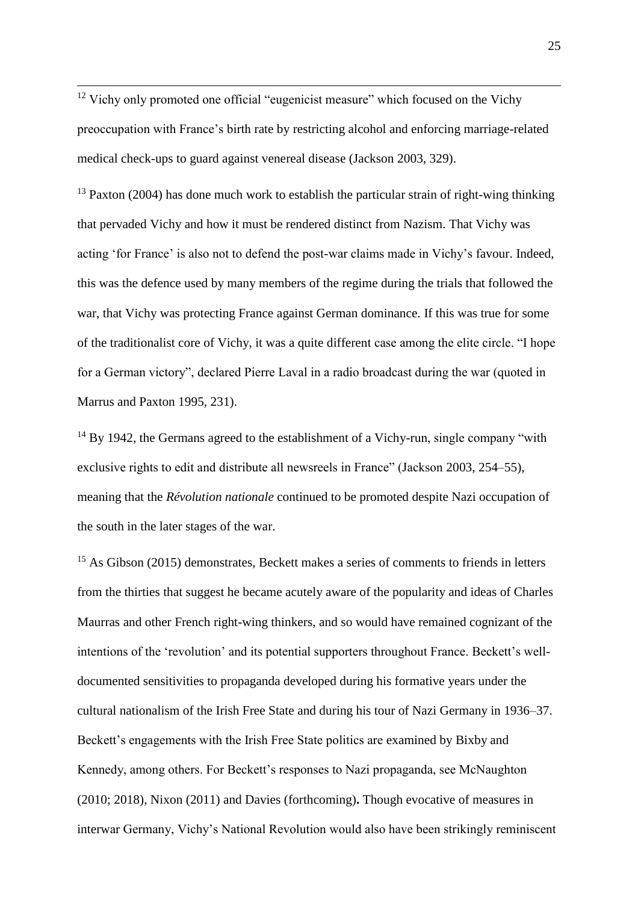[12] Vichy only promoted one official "eugenicist measure" which focused on the Vichy preoccupation with France's birth rate by restricting alcohol and enforcing marriage-related medical check-ups to guard against venereal disease (Jackson 2003, 329).

[13] Paxton (2004) has done much work to establish the particular strain of right-wing thinking that pervaded Vichy and how it must be rendered distinct from Nazism. That Vichy was acting 'for France' is also not to defend the post-war claims made in Vichy's favour. Indeed, this was the defence used by many members of the regime during the trials that followed the war, that Vichy was protecting France against German dominance. If this was true for some of the traditionalist core of Vichy, it was a quite different case among the elite circle. "I hope for a German victory", declared Pierre Laval in a radio broadcast during the war (quoted in Marrus and Paxton 1995, 231).

[14] By 1942, the Germans agreed to the establishment of a Vichy-run, single company "with exclusive rights to edit and distribute all newsreels in France" (Jackson 2003, 254–55), meaning that the *Révolution nationale* continued to be promoted despite Nazi occupation of the south in the later stages of the war.

[15] As Gibson (2015) demonstrates, Beckett makes a series of comments to friends in letters from the thirties that suggest he became acutely aware of the popularity and ideas of Charles Maurras and other French right-wing thinkers, and so would have remained cognizant of the intentions of the 'revolution' and its potential supporters throughout France. Beckett's well-documented sensitivities to propaganda developed during his formative years under the cultural nationalism of the Irish Free State and during his tour of Nazi Germany in 1936–37. Beckett's engagements with the Irish Free State politics are examined by Bixby and Kennedy, among others. For Beckett's responses to Nazi propaganda, see McNaughton (2010; 2018), Nixon (2011) and Davies (forthcoming). Though evocative of measures in interwar Germany, Vichy's National Revolution would also have been strikingly reminiscent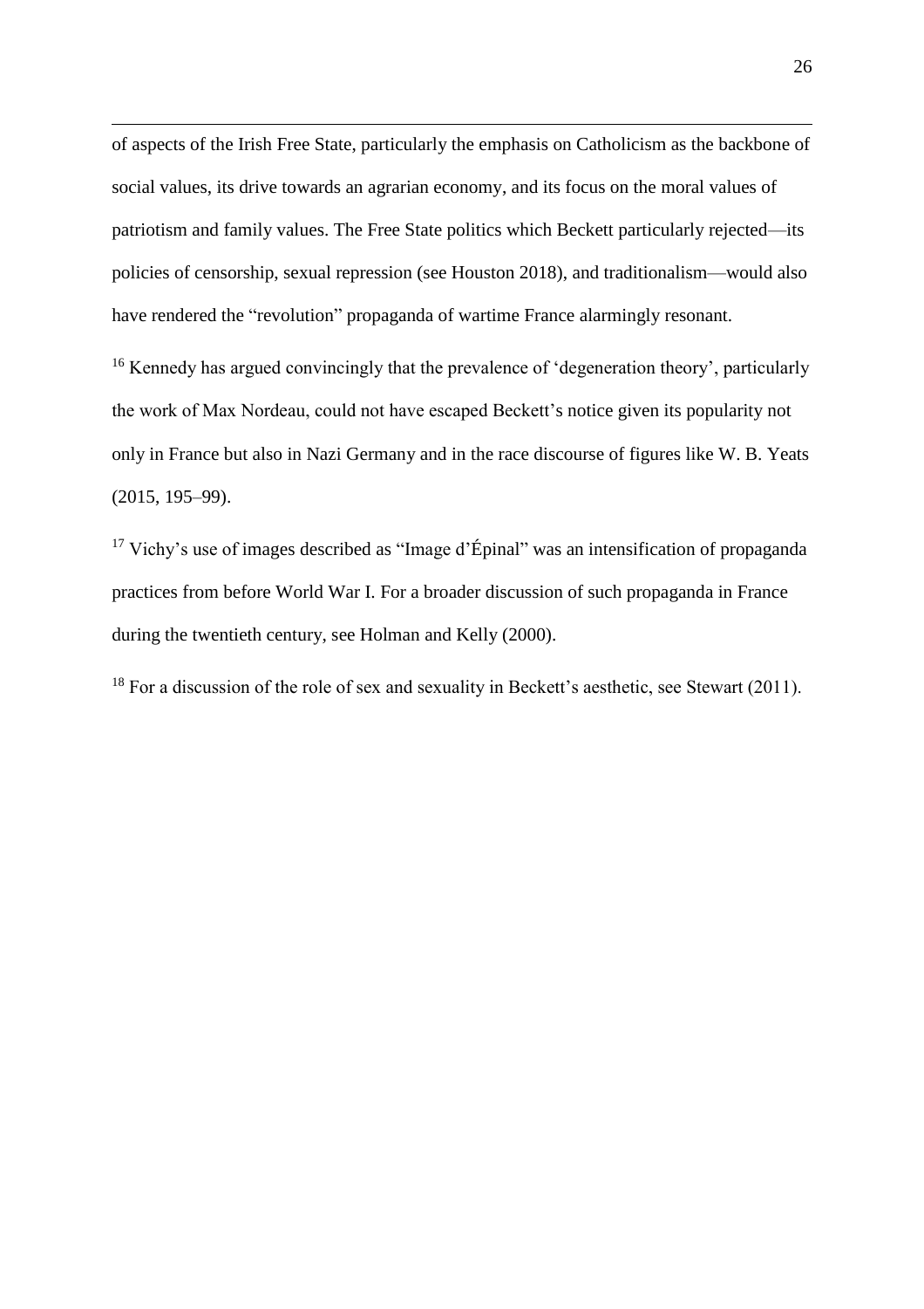of aspects of the Irish Free State, particularly the emphasis on Catholicism as the backbone of social values, its drive towards an agrarian economy, and its focus on the moral values of patriotism and family values. The Free State politics which Beckett particularly rejected—its policies of censorship, sexual repression (see Houston 2018), and traditionalism—would also have rendered the "revolution" propaganda of wartime France alarmingly resonant.

[16] Kennedy has argued convincingly that the prevalence of 'degeneration theory', particularly the work of Max Nordeau, could not have escaped Beckett's notice given its popularity not only in France but also in Nazi Germany and in the race discourse of figures like W. B. Yeats (2015, 195–99).

[17] Vichy's use of images described as "Image d'Épinal" was an intensification of propaganda practices from before World War I. For a broader discussion of such propaganda in France during the twentieth century, see Holman and Kelly (2000).

[18] For a discussion of the role of sex and sexuality in Beckett's aesthetic, see Stewart (2011).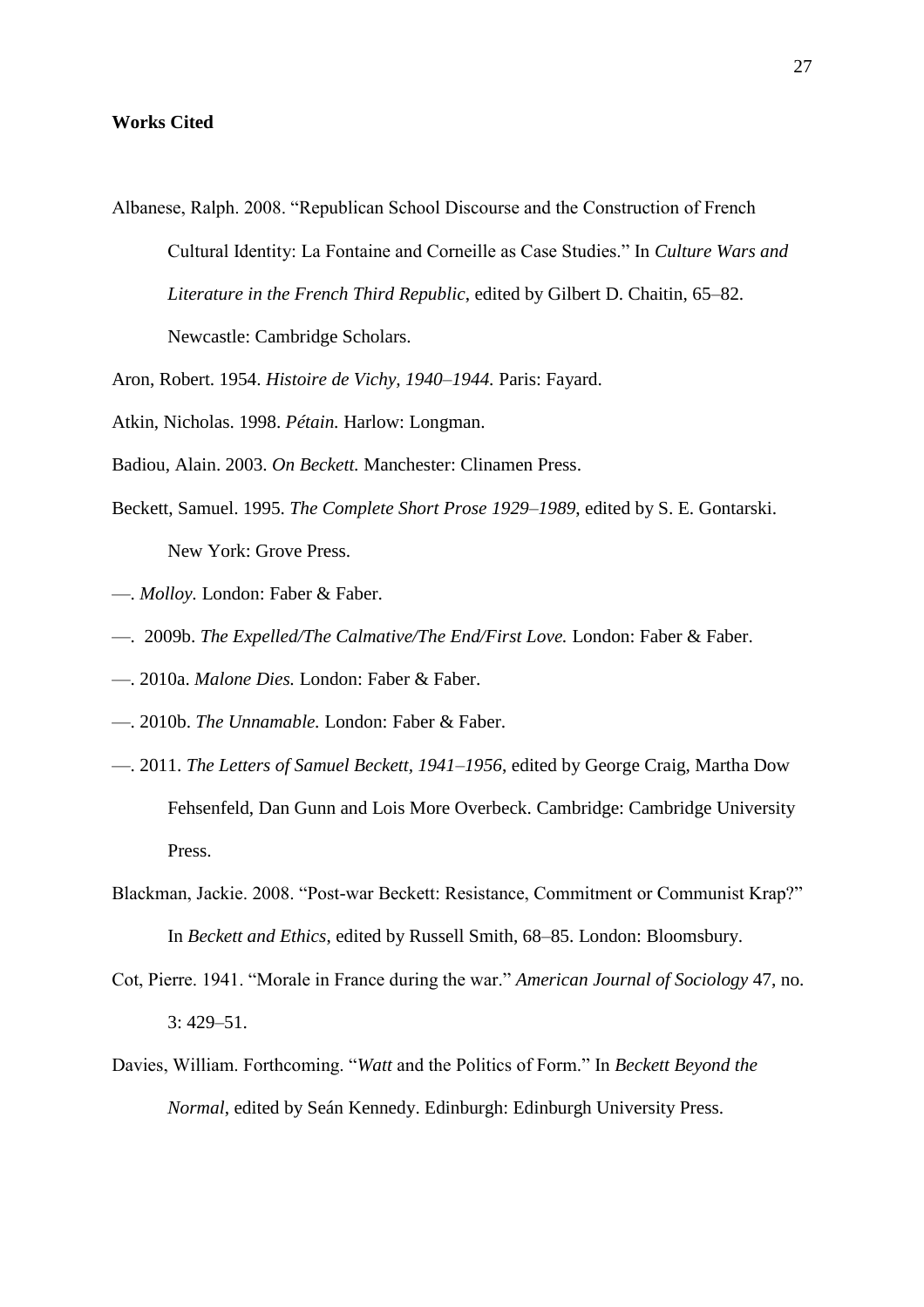**Works Cited**

Albanese, Ralph. 2008. "Republican School Discourse and the Construction of French Cultural Identity: La Fontaine and Corneille as Case Studies." In *Culture Wars and Literature in the French Third Republic*, edited by Gilbert D. Chaitin, 65–82. Newcastle: Cambridge Scholars.

Aron, Robert. 1954. *Histoire de Vichy, 1940–1944.* Paris: Fayard.

Atkin, Nicholas. 1998. *Pétain.* Harlow: Longman.

Badiou, Alain. 2003. *On Beckett.* Manchester: Clinamen Press.

Beckett, Samuel. 1995. *The Complete Short Prose 1929–1989*, edited by S. E. Gontarski. New York: Grove Press.

—. *Molloy.* London: Faber & Faber.

—. 2009b. *The Expelled/The Calmative/The End/First Love.* London: Faber & Faber.

—. 2010a. *Malone Dies.* London: Faber & Faber.

—. 2010b. *The Unnamable.* London: Faber & Faber.

—. 2011. *The Letters of Samuel Beckett, 1941–1956*, edited by George Craig, Martha Dow Fehsenfeld, Dan Gunn and Lois More Overbeck. Cambridge: Cambridge University Press.

Blackman, Jackie. 2008. "Post-war Beckett: Resistance, Commitment or Communist Krap?" In *Beckett and Ethics*, edited by Russell Smith, 68–85. London: Bloomsbury.

Cot, Pierre. 1941. "Morale in France during the war." *American Journal of Sociology* 47, no. 3: 429–51.

Davies, William. Forthcoming. "*Watt* and the Politics of Form." In *Beckett Beyond the Normal*, edited by Seán Kennedy. Edinburgh: Edinburgh University Press.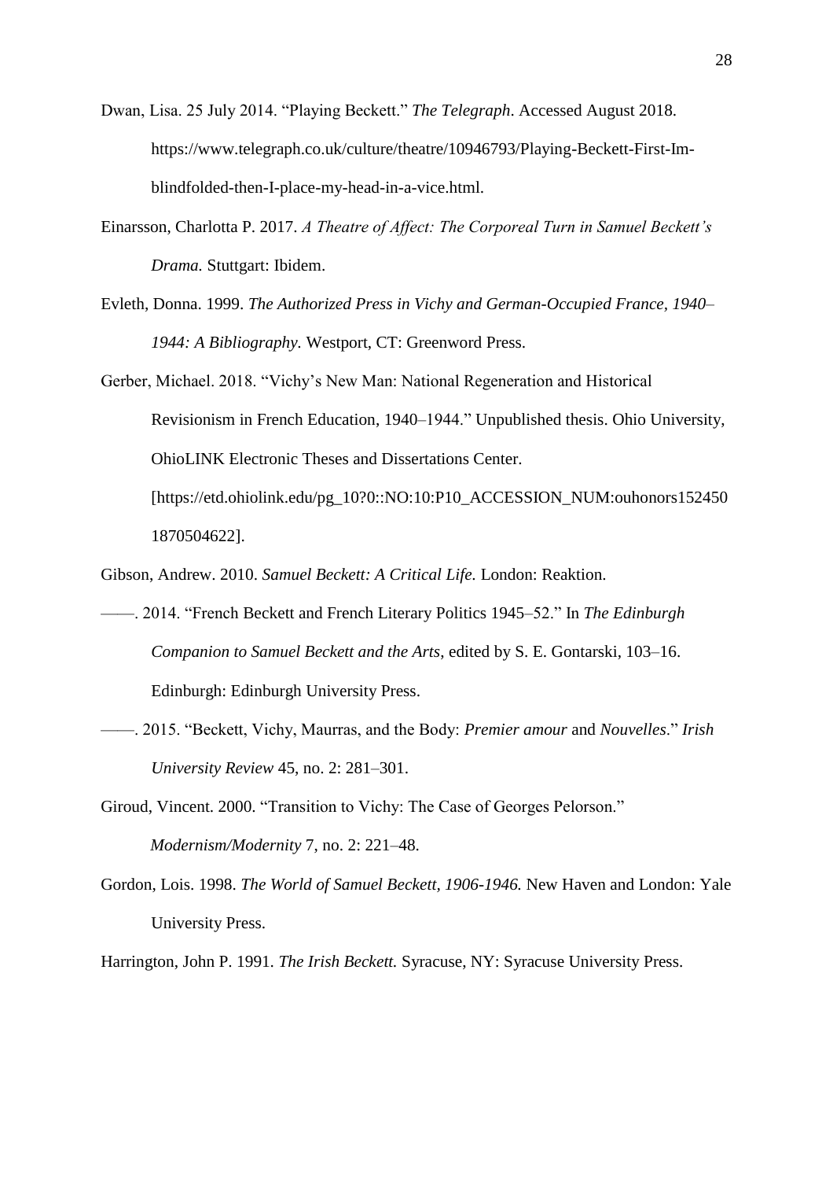Dwan, Lisa. 25 July 2014. "Playing Beckett." *The Telegraph*. Accessed August 2018. https://www.telegraph.co.uk/culture/theatre/10946793/Playing-Beckett-First-Im-blindfolded-then-I-place-my-head-in-a-vice.html.

Einarsson, Charlotta P. 2017. *A Theatre of Affect: The Corporeal Turn in Samuel Beckett's Drama.* Stuttgart: Ibidem.

Evleth, Donna. 1999. *The Authorized Press in Vichy and German-Occupied France, 1940–1944: A Bibliography.* Westport, CT: Greenword Press.

Gerber, Michael. 2018. "Vichy's New Man: National Regeneration and Historical Revisionism in French Education, 1940–1944." Unpublished thesis. Ohio University, OhioLINK Electronic Theses and Dissertations Center. [https://etd.ohiolink.edu/pg_10?0::NO:10:P10_ACCESSION_NUM:ouhonors1524501870504622].

Gibson, Andrew. 2010. *Samuel Beckett: A Critical Life.* London: Reaktion.

——. 2014. "French Beckett and French Literary Politics 1945–52." In *The Edinburgh Companion to Samuel Beckett and the Arts*, edited by S. E. Gontarski, 103–16. Edinburgh: Edinburgh University Press.

——. 2015. "Beckett, Vichy, Maurras, and the Body: *Premier amour* and *Nouvelles*." *Irish University Review* 45, no. 2: 281–301.

Giroud, Vincent. 2000. "Transition to Vichy: The Case of Georges Pelorson." *Modernism/Modernity* 7, no. 2: 221–48.

Gordon, Lois. 1998. *The World of Samuel Beckett, 1906-1946.* New Haven and London: Yale University Press.

Harrington, John P. 1991. *The Irish Beckett.* Syracuse, NY: Syracuse University Press.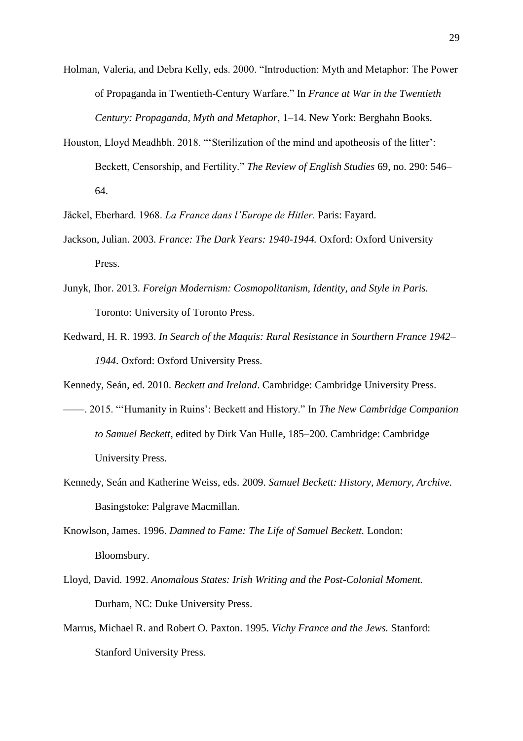Holman, Valeria, and Debra Kelly, eds. 2000. "Introduction: Myth and Metaphor: The Power of Propaganda in Twentieth-Century Warfare." In *France at War in the Twentieth Century: Propaganda, Myth and Metaphor*, 1–14. New York: Berghahn Books.

Houston, Lloyd Meadhbh. 2018. "'Sterilization of the mind and apotheosis of the litter': Beckett, Censorship, and Fertility." *The Review of English Studies* 69, no. 290: 546–64.

Jäckel, Eberhard. 1968. *La France dans l'Europe de Hitler.* Paris: Fayard.

Jackson, Julian. 2003. *France: The Dark Years: 1940-1944.* Oxford: Oxford University Press.

Junyk, Ihor. 2013. *Foreign Modernism: Cosmopolitanism, Identity, and Style in Paris.* Toronto: University of Toronto Press.

Kedward, H. R. 1993. *In Search of the Maquis: Rural Resistance in Sourthern France 1942–1944*. Oxford: Oxford University Press.

Kennedy, Seán, ed. 2010. *Beckett and Ireland*. Cambridge: Cambridge University Press.

——. 2015. "'Humanity in Ruins': Beckett and History." In *The New Cambridge Companion to Samuel Beckett*, edited by Dirk Van Hulle, 185–200. Cambridge: Cambridge University Press.

Kennedy, Seán and Katherine Weiss, eds. 2009. *Samuel Beckett: History, Memory, Archive.* Basingstoke: Palgrave Macmillan.

Knowlson, James. 1996. *Damned to Fame: The Life of Samuel Beckett.* London: Bloomsbury.

Lloyd, David. 1992. *Anomalous States: Irish Writing and the Post-Colonial Moment.* Durham, NC: Duke University Press.

Marrus, Michael R. and Robert O. Paxton. 1995. *Vichy France and the Jews.* Stanford: Stanford University Press.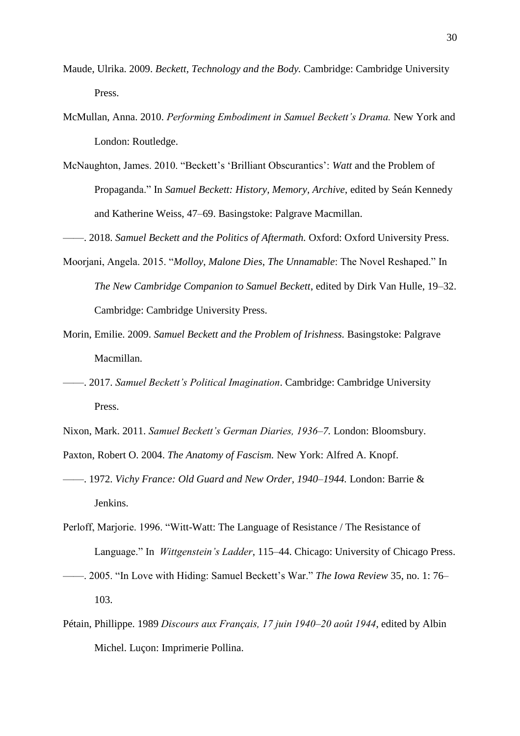Maude, Ulrika. 2009. *Beckett, Technology and the Body.* Cambridge: Cambridge University Press.

McMullan, Anna. 2010. *Performing Embodiment in Samuel Beckett's Drama.* New York and London: Routledge.

McNaughton, James. 2010. "Beckett's 'Brilliant Obscurantics': *Watt* and the Problem of Propaganda." In *Samuel Beckett: History, Memory, Archive*, edited by Seán Kennedy and Katherine Weiss, 47–69. Basingstoke: Palgrave Macmillan.

——. 2018. *Samuel Beckett and the Politics of Aftermath.* Oxford: Oxford University Press.

Moorjani, Angela. 2015. "*Molloy*, *Malone Dies*, *The Unnamable*: The Novel Reshaped." In *The New Cambridge Companion to Samuel Beckett*, edited by Dirk Van Hulle, 19–32. Cambridge: Cambridge University Press.

Morin, Emilie. 2009. *Samuel Beckett and the Problem of Irishness.* Basingstoke: Palgrave Macmillan.

——. 2017. *Samuel Beckett's Political Imagination*. Cambridge: Cambridge University Press.

Nixon, Mark. 2011. *Samuel Beckett's German Diaries, 1936–7.* London: Bloomsbury.

Paxton, Robert O. 2004. *The Anatomy of Fascism.* New York: Alfred A. Knopf.

——. 1972. *Vichy France: Old Guard and New Order, 1940–1944.* London: Barrie & Jenkins.

Perloff, Marjorie. 1996. "Witt-Watt: The Language of Resistance / The Resistance of Language." In *Wittgenstein's Ladder*, 115–44. Chicago: University of Chicago Press.

——. 2005. "In Love with Hiding: Samuel Beckett's War." *The Iowa Review* 35, no. 1: 76–103.

Pétain, Phillippe. 1989 *Discours aux Français, 17 juin 1940–20 août 1944*, edited by Albin Michel. Luçon: Imprimerie Pollina.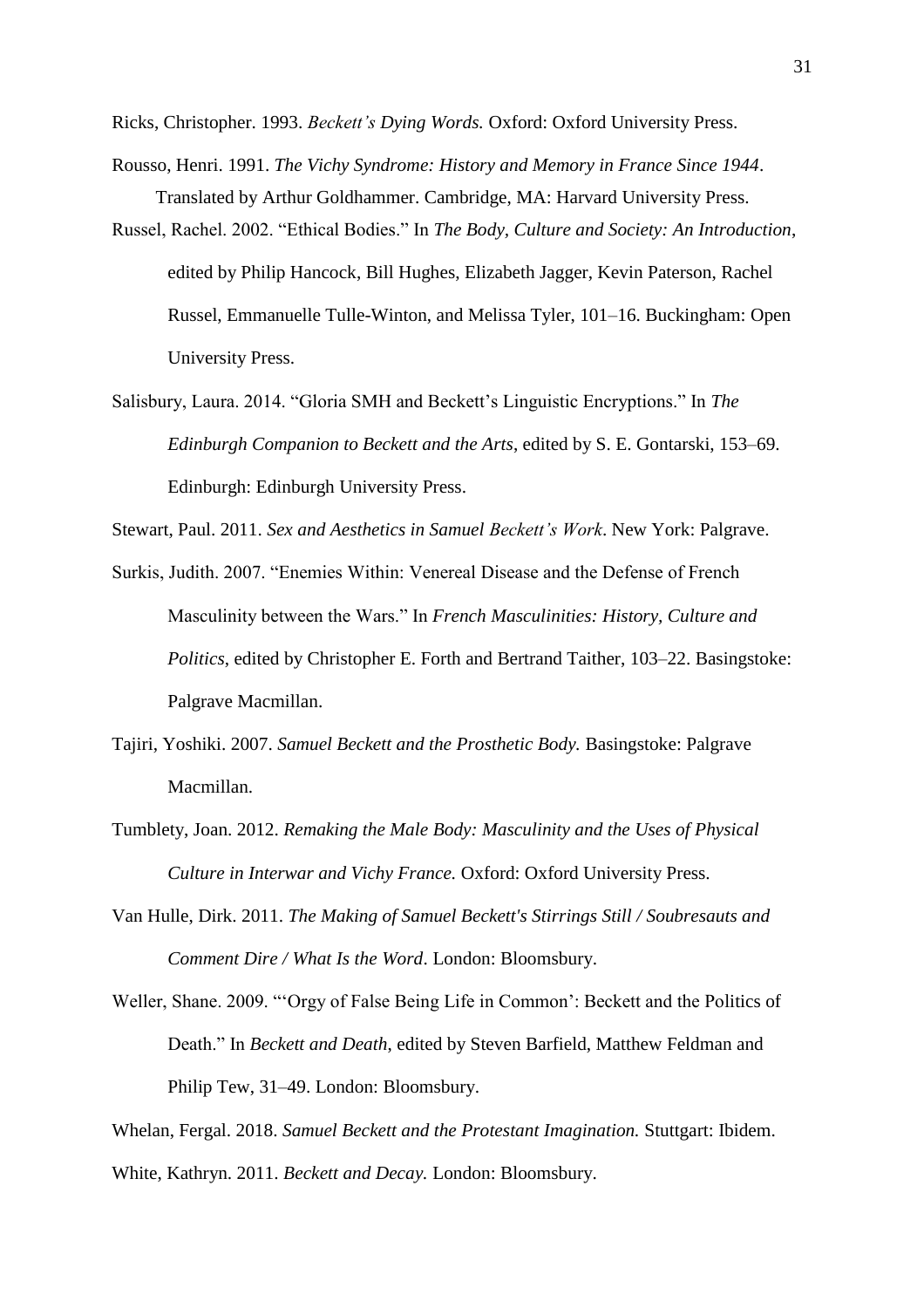Ricks, Christopher. 1993. *Beckett's Dying Words.* Oxford: Oxford University Press.

Rousso, Henri. 1991. *The Vichy Syndrome: History and Memory in France Since 1944*. Translated by Arthur Goldhammer. Cambridge, MA: Harvard University Press.

Russel, Rachel. 2002. "Ethical Bodies." In *The Body, Culture and Society: An Introduction*, edited by Philip Hancock, Bill Hughes, Elizabeth Jagger, Kevin Paterson, Rachel Russel, Emmanuelle Tulle-Winton, and Melissa Tyler, 101–16. Buckingham: Open University Press.

Salisbury, Laura. 2014. "Gloria SMH and Beckett's Linguistic Encryptions." In *The Edinburgh Companion to Beckett and the Arts*, edited by S. E. Gontarski, 153–69. Edinburgh: Edinburgh University Press.

Stewart, Paul. 2011. *Sex and Aesthetics in Samuel Beckett's Work*. New York: Palgrave.

Surkis, Judith. 2007. "Enemies Within: Venereal Disease and the Defense of French Masculinity between the Wars." In *French Masculinities: History, Culture and Politics*, edited by Christopher E. Forth and Bertrand Taither, 103–22. Basingstoke: Palgrave Macmillan.

Tajiri, Yoshiki. 2007. *Samuel Beckett and the Prosthetic Body.* Basingstoke: Palgrave Macmillan.

Tumblety, Joan. 2012. *Remaking the Male Body: Masculinity and the Uses of Physical Culture in Interwar and Vichy France.* Oxford: Oxford University Press.

Van Hulle, Dirk. 2011. *The Making of Samuel Beckett's Stirrings Still / Soubresauts and Comment Dire / What Is the Word*. London: Bloomsbury.

Weller, Shane. 2009. "'Orgy of False Being Life in Common': Beckett and the Politics of Death." In *Beckett and Death*, edited by Steven Barfield, Matthew Feldman and Philip Tew, 31–49. London: Bloomsbury.

Whelan, Fergal. 2018. *Samuel Beckett and the Protestant Imagination.* Stuttgart: Ibidem.

White, Kathryn. 2011. *Beckett and Decay.* London: Bloomsbury.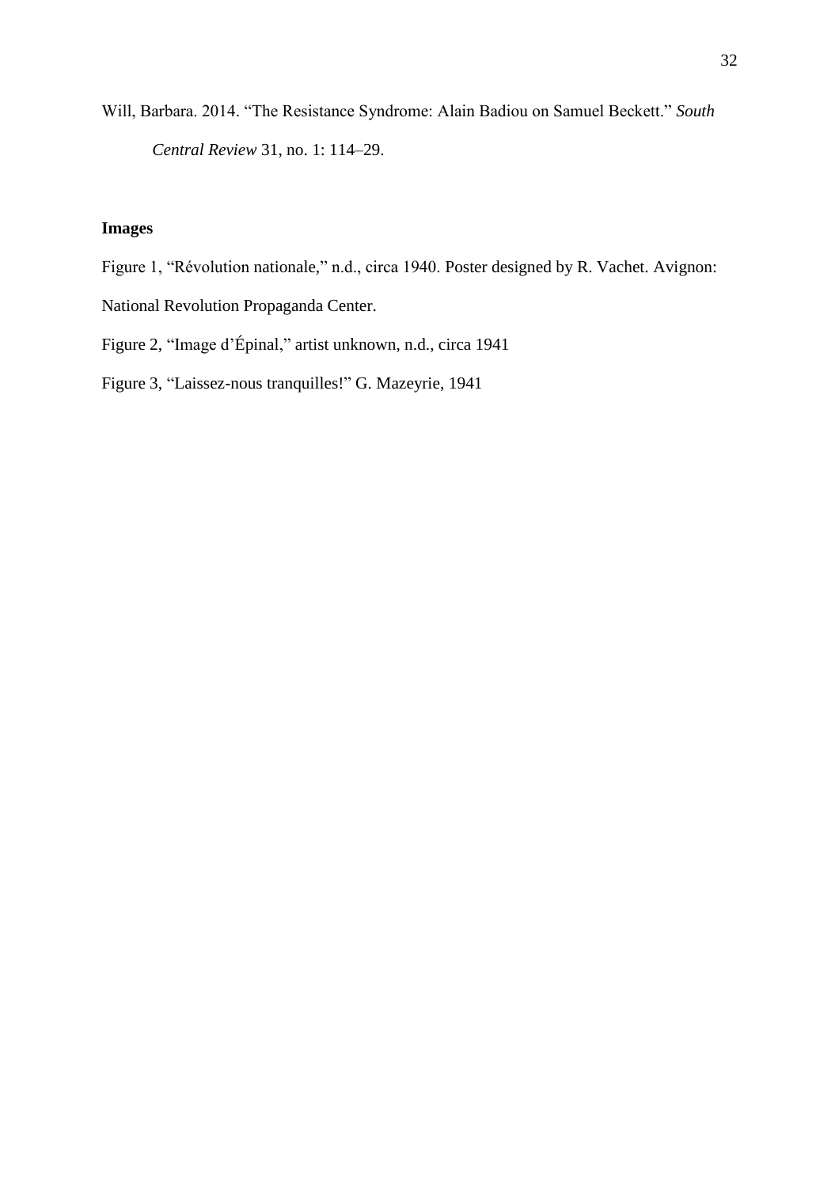Will, Barbara. 2014. "The Resistance Syndrome: Alain Badiou on Samuel Beckett." *South Central Review* 31, no. 1: 114–29.

**Images**

Figure 1, "Révolution nationale," n.d., circa 1940. Poster designed by R. Vachet. Avignon: National Revolution Propaganda Center.

Figure 2, "Image d'Épinal," artist unknown, n.d., circa 1941

Figure 3, "Laissez-nous tranquilles!" G. Mazeyrie, 1941